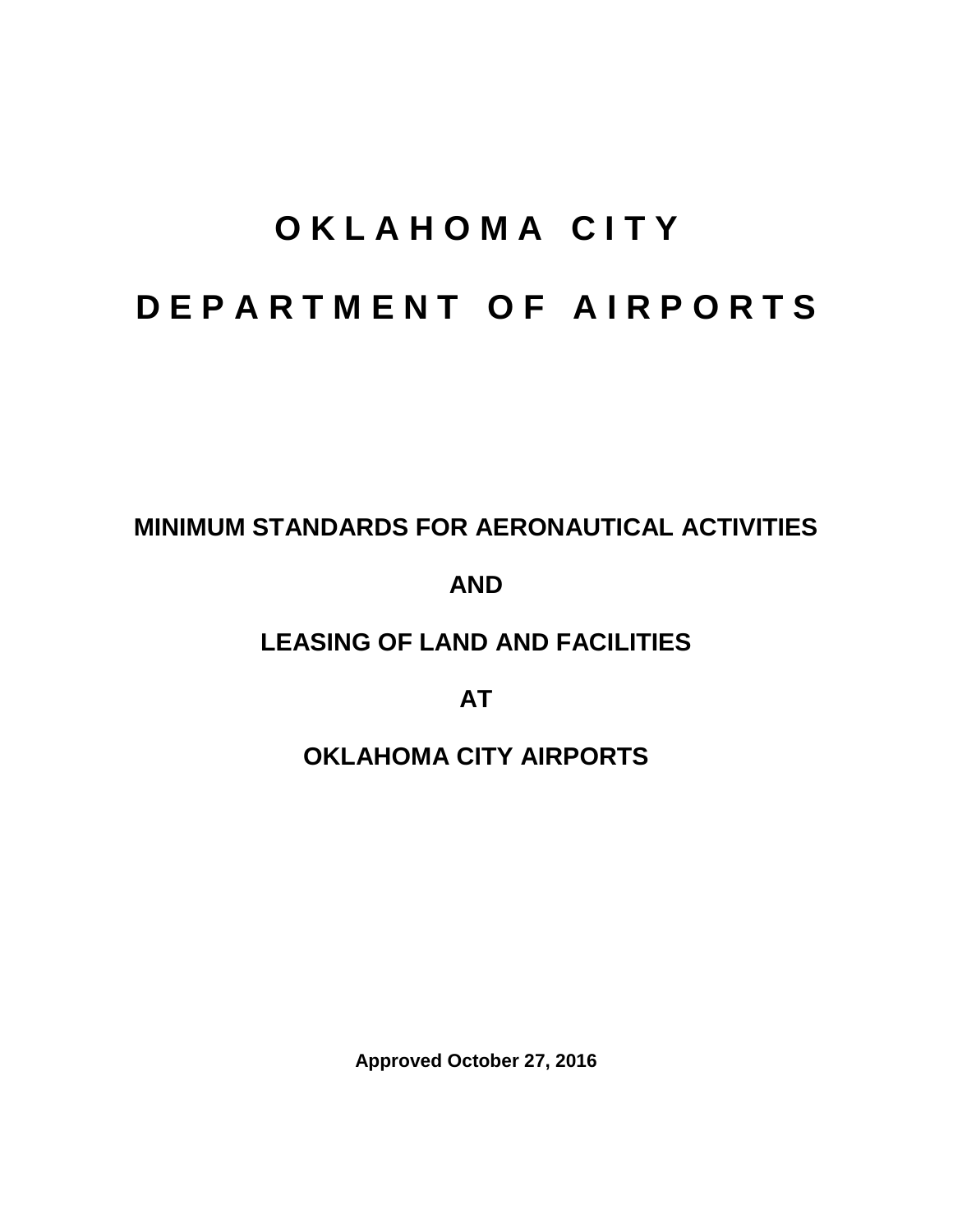# OKLAHOMA CITY

# DEPARTMENT OF AIRPORTS

## MINIMUM STANDARDS FOR AERONAUTICAL ACTIVITIES

## AND

## LEASING OF LAND AND FACILITIES

## AT

## OKLAHOMA CITY AIRPORTS

**Approved October 27, 2016**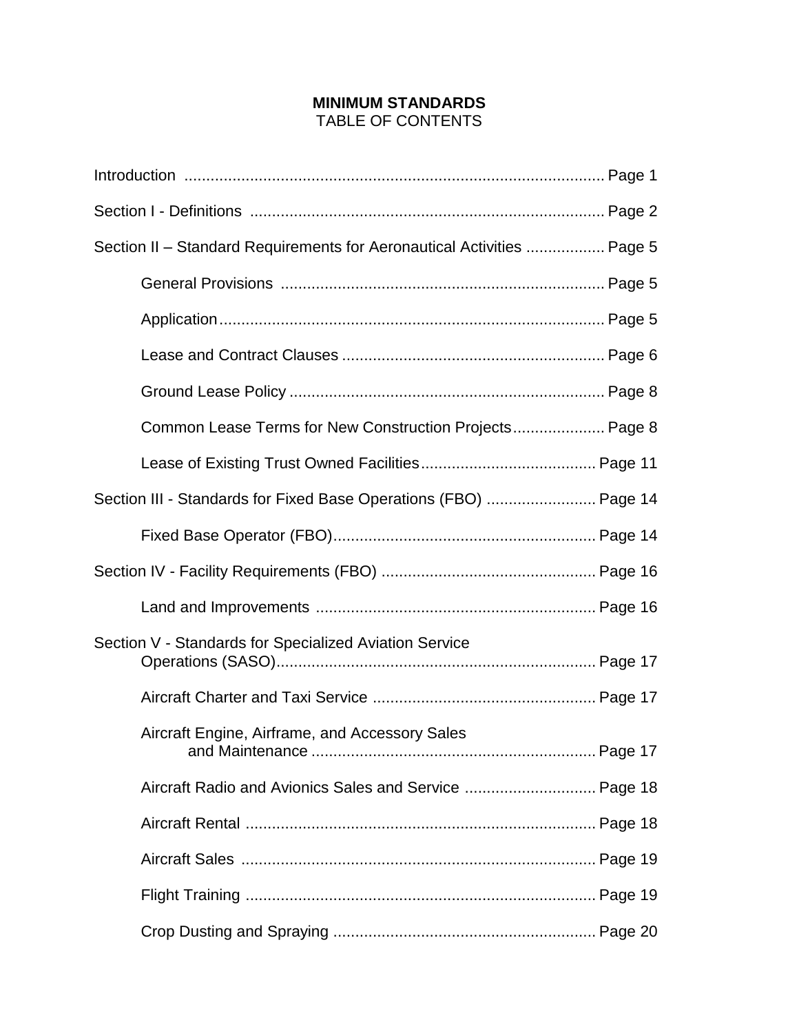**MINIMUM STANDARDS**
TABLE OF CONTENTS

Introduction ........................................................................................ Page 1

Section I - Definitions ................................................................................ Page 2

Section II – Standard Requirements for Aeronautical Activities .................. Page 5

- General Provisions ........................................................................ Page 5
- Application.................................................................................. Page 5
- Lease and Contract Clauses ........................................................... Page 6
- Ground Lease Policy ..................................................................... Page 8
- Common Lease Terms for New Construction Projects..................... Page 8
- Lease of Existing Trust Owned Facilities........................................ Page 11

Section III - Standards for Fixed Base Operations (FBO) ......................... Page 14

- Fixed Base Operator (FBO)............................................................ Page 14

Section IV - Facility Requirements (FBO) ................................................ Page 16

- Land and Improvements ............................................................... Page 16

Section V - Standards for Specialized Aviation Service Operations (SASO)........................................................................ Page 17

- Aircraft Charter and Taxi Service .................................................. Page 17
- Aircraft Engine, Airframe, and Accessory Sales and Maintenance ................................................................ Page 17
- Aircraft Radio and Avionics Sales and Service .............................. Page 18
- Aircraft Rental ............................................................................... Page 18
- Aircraft Sales ................................................................................ Page 19
- Flight Training ............................................................................... Page 19
- Crop Dusting and Spraying ............................................................ Page 20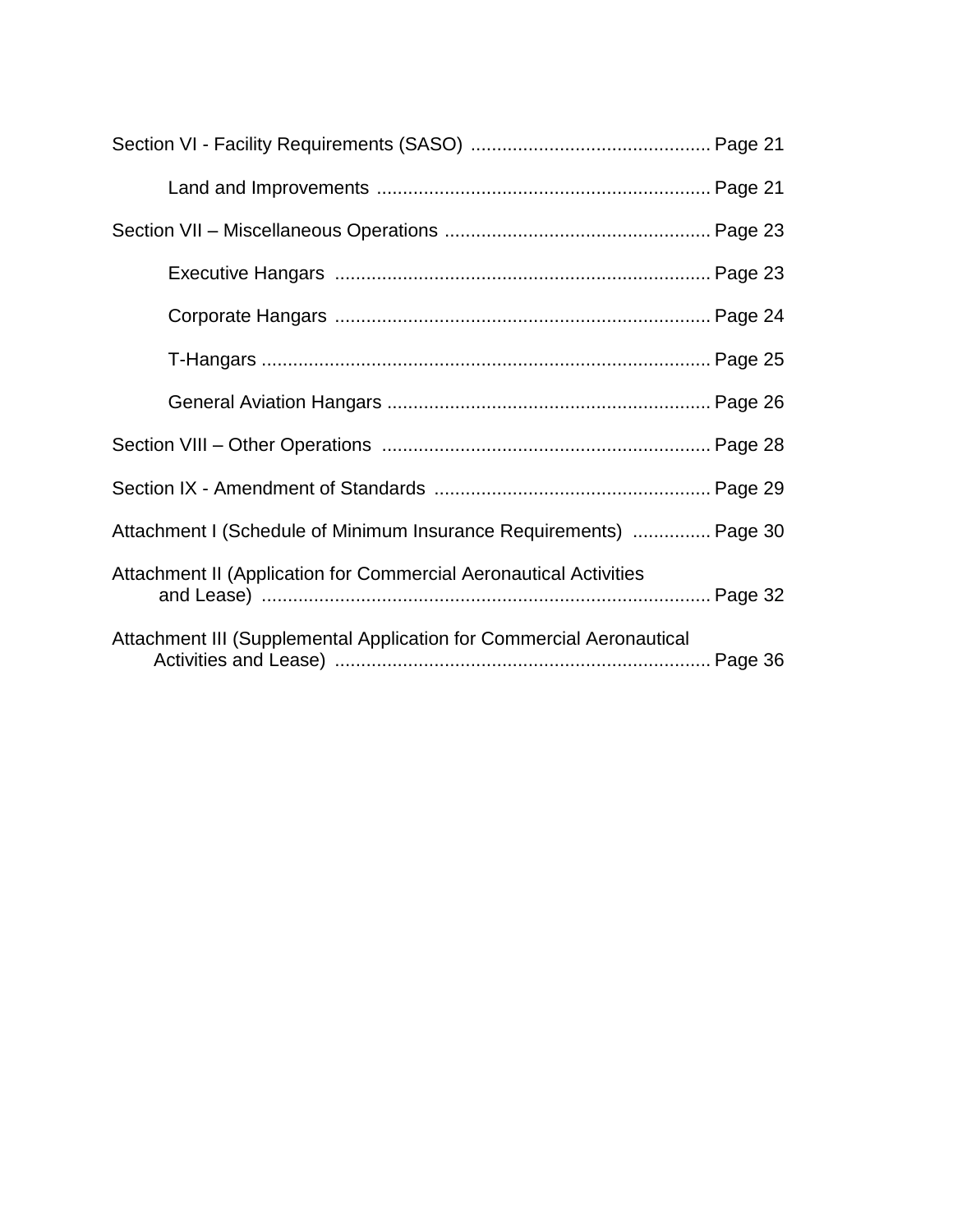Section VI - Facility Requirements (SASO) ............................................. Page 21

  Land and Improvements ............................................................... Page 21

Section VII – Miscellaneous Operations .................................................. Page 23

  Executive Hangars ....................................................................... Page 23

  Corporate Hangars ....................................................................... Page 24

  T-Hangars ..................................................................................... Page 25

  General Aviation Hangars ............................................................. Page 26

Section VIII – Other Operations .............................................................. Page 28

Section IX - Amendment of Standards .................................................... Page 29

Attachment I (Schedule of Minimum Insurance Requirements) ............... Page 30

Attachment II (Application for Commercial Aeronautical Activities and Lease) ..................................................................................... Page 32

Attachment III (Supplemental Application for Commercial Aeronautical Activities and Lease) ....................................................................... Page 36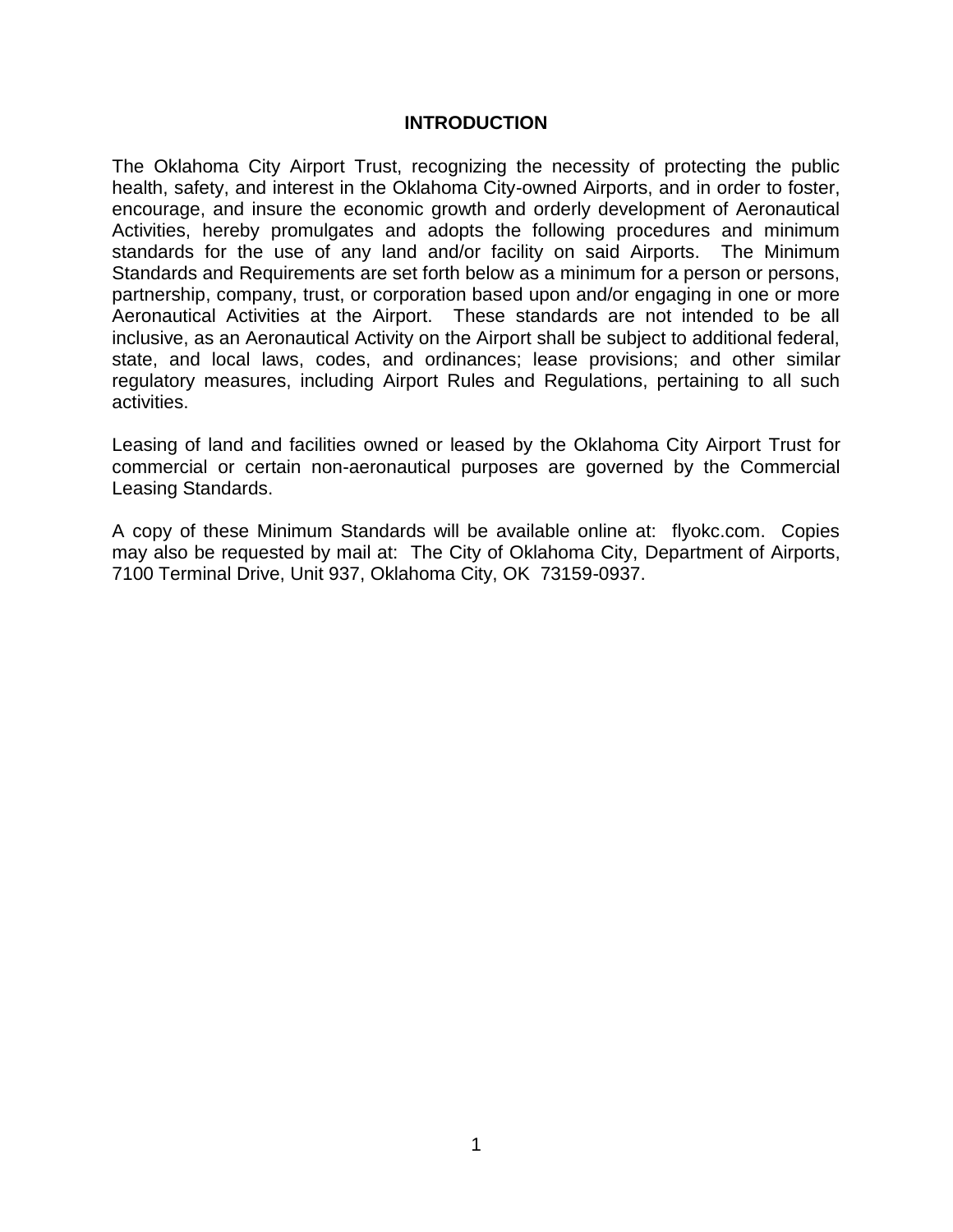## INTRODUCTION

The Oklahoma City Airport Trust, recognizing the necessity of protecting the public health, safety, and interest in the Oklahoma City-owned Airports, and in order to foster, encourage, and insure the economic growth and orderly development of Aeronautical Activities, hereby promulgates and adopts the following procedures and minimum standards for the use of any land and/or facility on said Airports. The Minimum Standards and Requirements are set forth below as a minimum for a person or persons, partnership, company, trust, or corporation based upon and/or engaging in one or more Aeronautical Activities at the Airport. These standards are not intended to be all inclusive, as an Aeronautical Activity on the Airport shall be subject to additional federal, state, and local laws, codes, and ordinances; lease provisions; and other similar regulatory measures, including Airport Rules and Regulations, pertaining to all such activities.

Leasing of land and facilities owned or leased by the Oklahoma City Airport Trust for commercial or certain non-aeronautical purposes are governed by the Commercial Leasing Standards.

A copy of these Minimum Standards will be available online at: flyokc.com. Copies may also be requested by mail at: The City of Oklahoma City, Department of Airports, 7100 Terminal Drive, Unit 937, Oklahoma City, OK 73159-0937.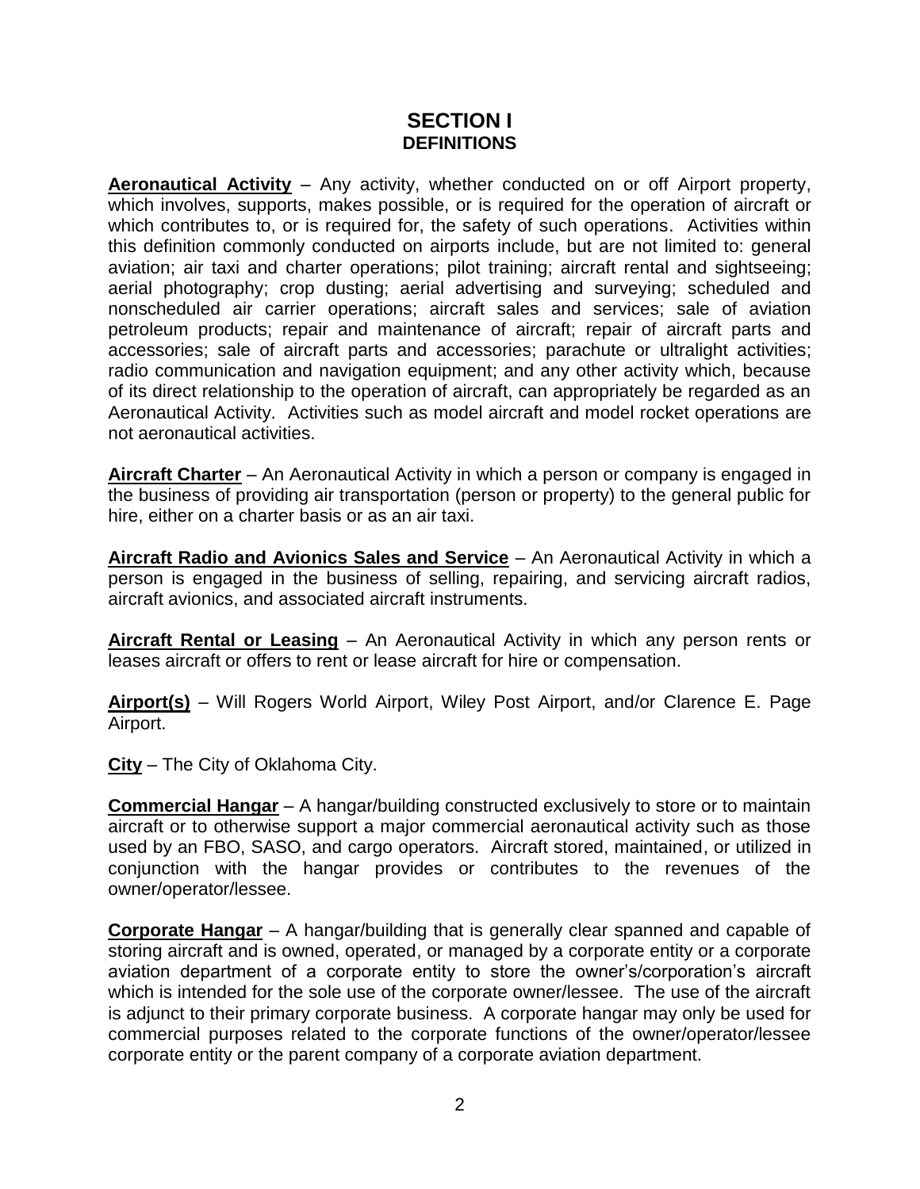# SECTION I
## DEFINITIONS

**Aeronautical Activity** – Any activity, whether conducted on or off Airport property, which involves, supports, makes possible, or is required for the operation of aircraft or which contributes to, or is required for, the safety of such operations. Activities within this definition commonly conducted on airports include, but are not limited to: general aviation; air taxi and charter operations; pilot training; aircraft rental and sightseeing; aerial photography; crop dusting; aerial advertising and surveying; scheduled and nonscheduled air carrier operations; aircraft sales and services; sale of aviation petroleum products; repair and maintenance of aircraft; repair of aircraft parts and accessories; sale of aircraft parts and accessories; parachute or ultralight activities; radio communication and navigation equipment; and any other activity which, because of its direct relationship to the operation of aircraft, can appropriately be regarded as an Aeronautical Activity. Activities such as model aircraft and model rocket operations are not aeronautical activities.

**Aircraft Charter** – An Aeronautical Activity in which a person or company is engaged in the business of providing air transportation (person or property) to the general public for hire, either on a charter basis or as an air taxi.

**Aircraft Radio and Avionics Sales and Service** – An Aeronautical Activity in which a person is engaged in the business of selling, repairing, and servicing aircraft radios, aircraft avionics, and associated aircraft instruments.

**Aircraft Rental or Leasing** – An Aeronautical Activity in which any person rents or leases aircraft or offers to rent or lease aircraft for hire or compensation.

**Airport(s)** – Will Rogers World Airport, Wiley Post Airport, and/or Clarence E. Page Airport.

**City** – The City of Oklahoma City.

**Commercial Hangar** – A hangar/building constructed exclusively to store or to maintain aircraft or to otherwise support a major commercial aeronautical activity such as those used by an FBO, SASO, and cargo operators. Aircraft stored, maintained, or utilized in conjunction with the hangar provides or contributes to the revenues of the owner/operator/lessee.

**Corporate Hangar** – A hangar/building that is generally clear spanned and capable of storing aircraft and is owned, operated, or managed by a corporate entity or a corporate aviation department of a corporate entity to store the owner's/corporation's aircraft which is intended for the sole use of the corporate owner/lessee. The use of the aircraft is adjunct to their primary corporate business. A corporate hangar may only be used for commercial purposes related to the corporate functions of the owner/operator/lessee corporate entity or the parent company of a corporate aviation department.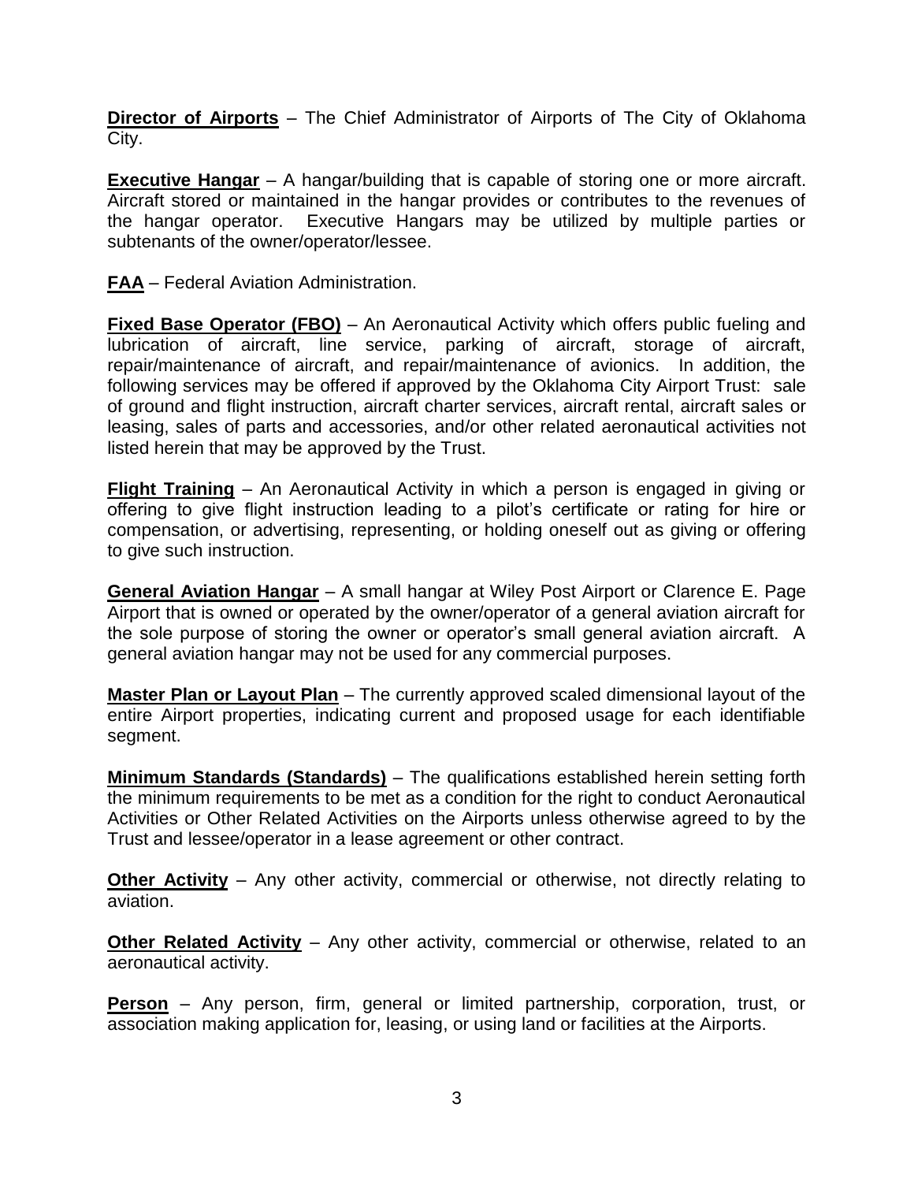**Director of Airports** – The Chief Administrator of Airports of The City of Oklahoma City.

**Executive Hangar** – A hangar/building that is capable of storing one or more aircraft. Aircraft stored or maintained in the hangar provides or contributes to the revenues of the hangar operator. Executive Hangars may be utilized by multiple parties or subtenants of the owner/operator/lessee.

**FAA** – Federal Aviation Administration.

**Fixed Base Operator (FBO)** – An Aeronautical Activity which offers public fueling and lubrication of aircraft, line service, parking of aircraft, storage of aircraft, repair/maintenance of aircraft, and repair/maintenance of avionics. In addition, the following services may be offered if approved by the Oklahoma City Airport Trust: sale of ground and flight instruction, aircraft charter services, aircraft rental, aircraft sales or leasing, sales of parts and accessories, and/or other related aeronautical activities not listed herein that may be approved by the Trust.

**Flight Training** – An Aeronautical Activity in which a person is engaged in giving or offering to give flight instruction leading to a pilot's certificate or rating for hire or compensation, or advertising, representing, or holding oneself out as giving or offering to give such instruction.

**General Aviation Hangar** – A small hangar at Wiley Post Airport or Clarence E. Page Airport that is owned or operated by the owner/operator of a general aviation aircraft for the sole purpose of storing the owner or operator's small general aviation aircraft. A general aviation hangar may not be used for any commercial purposes.

**Master Plan or Layout Plan** – The currently approved scaled dimensional layout of the entire Airport properties, indicating current and proposed usage for each identifiable segment.

**Minimum Standards (Standards)** – The qualifications established herein setting forth the minimum requirements to be met as a condition for the right to conduct Aeronautical Activities or Other Related Activities on the Airports unless otherwise agreed to by the Trust and lessee/operator in a lease agreement or other contract.

**Other Activity** – Any other activity, commercial or otherwise, not directly relating to aviation.

**Other Related Activity** – Any other activity, commercial or otherwise, related to an aeronautical activity.

**Person** – Any person, firm, general or limited partnership, corporation, trust, or association making application for, leasing, or using land or facilities at the Airports.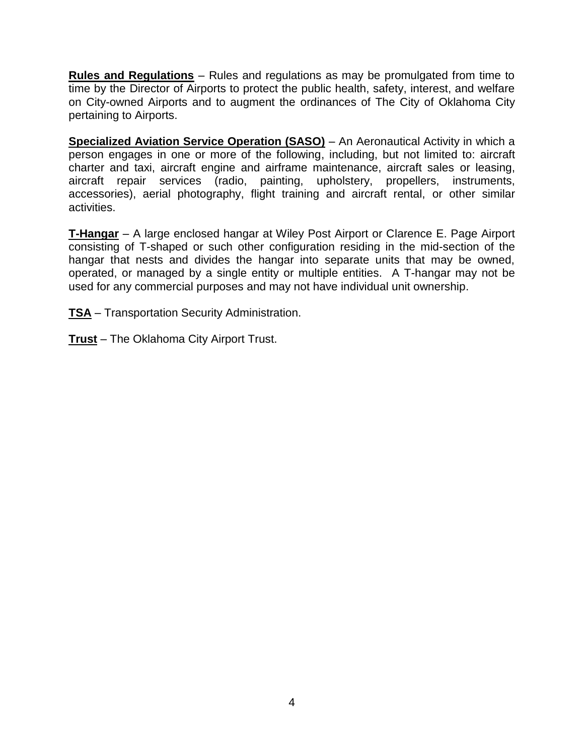**Rules and Regulations** – Rules and regulations as may be promulgated from time to time by the Director of Airports to protect the public health, safety, interest, and welfare on City-owned Airports and to augment the ordinances of The City of Oklahoma City pertaining to Airports.

**Specialized Aviation Service Operation (SASO)** – An Aeronautical Activity in which a person engages in one or more of the following, including, but not limited to: aircraft charter and taxi, aircraft engine and airframe maintenance, aircraft sales or leasing, aircraft repair services (radio, painting, upholstery, propellers, instruments, accessories), aerial photography, flight training and aircraft rental, or other similar activities.

**T-Hangar** – A large enclosed hangar at Wiley Post Airport or Clarence E. Page Airport consisting of T-shaped or such other configuration residing in the mid-section of the hangar that nests and divides the hangar into separate units that may be owned, operated, or managed by a single entity or multiple entities. A T-hangar may not be used for any commercial purposes and may not have individual unit ownership.

**TSA** – Transportation Security Administration.

**Trust** – The Oklahoma City Airport Trust.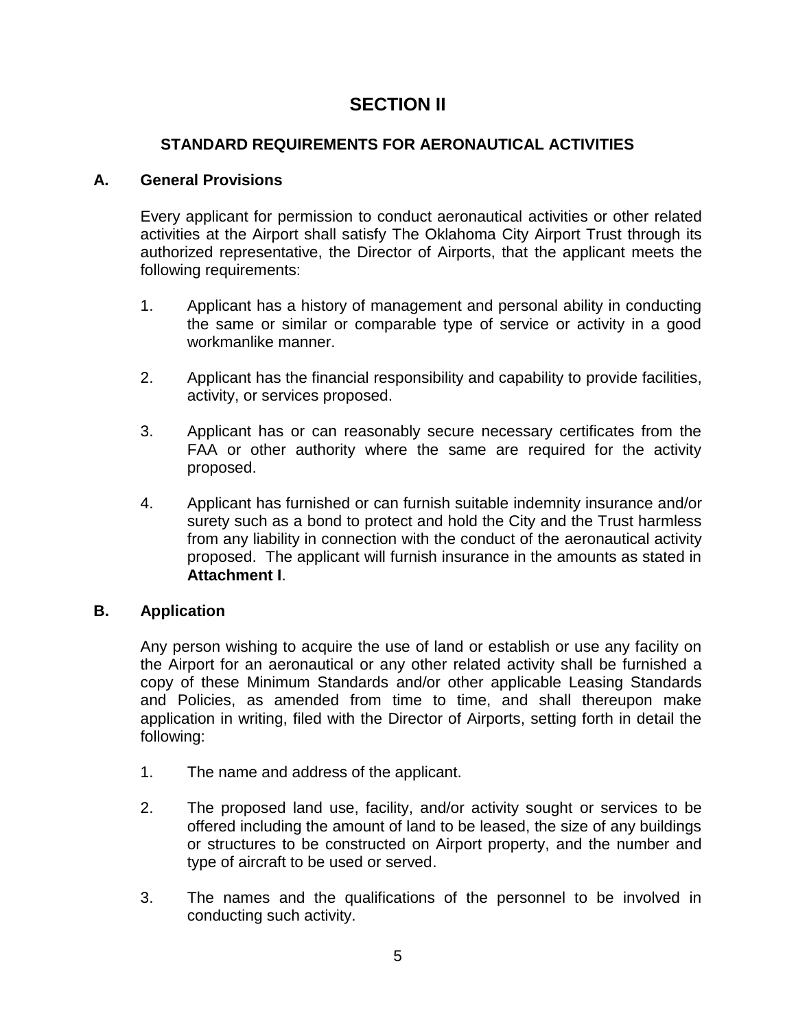# SECTION II

## STANDARD REQUIREMENTS FOR AERONAUTICAL ACTIVITIES

### A. General Provisions

Every applicant for permission to conduct aeronautical activities or other related activities at the Airport shall satisfy The Oklahoma City Airport Trust through its authorized representative, the Director of Airports, that the applicant meets the following requirements:

1. Applicant has a history of management and personal ability in conducting the same or similar or comparable type of service or activity in a good workmanlike manner.

2. Applicant has the financial responsibility and capability to provide facilities, activity, or services proposed.

3. Applicant has or can reasonably secure necessary certificates from the FAA or other authority where the same are required for the activity proposed.

4. Applicant has furnished or can furnish suitable indemnity insurance and/or surety such as a bond to protect and hold the City and the Trust harmless from any liability in connection with the conduct of the aeronautical activity proposed. The applicant will furnish insurance in the amounts as stated in **Attachment I**.

### B. Application

Any person wishing to acquire the use of land or establish or use any facility on the Airport for an aeronautical or any other related activity shall be furnished a copy of these Minimum Standards and/or other applicable Leasing Standards and Policies, as amended from time to time, and shall thereupon make application in writing, filed with the Director of Airports, setting forth in detail the following:

1. The name and address of the applicant.

2. The proposed land use, facility, and/or activity sought or services to be offered including the amount of land to be leased, the size of any buildings or structures to be constructed on Airport property, and the number and type of aircraft to be used or served.

3. The names and the qualifications of the personnel to be involved in conducting such activity.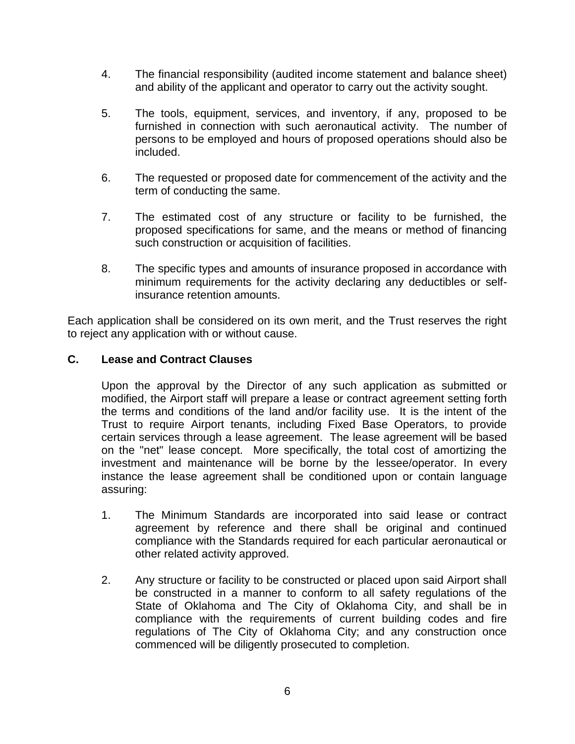4. The financial responsibility (audited income statement and balance sheet) and ability of the applicant and operator to carry out the activity sought.

5. The tools, equipment, services, and inventory, if any, proposed to be furnished in connection with such aeronautical activity. The number of persons to be employed and hours of proposed operations should also be included.

6. The requested or proposed date for commencement of the activity and the term of conducting the same.

7. The estimated cost of any structure or facility to be furnished, the proposed specifications for same, and the means or method of financing such construction or acquisition of facilities.

8. The specific types and amounts of insurance proposed in accordance with minimum requirements for the activity declaring any deductibles or self-insurance retention amounts.

Each application shall be considered on its own merit, and the Trust reserves the right to reject any application with or without cause.

## C. Lease and Contract Clauses

Upon the approval by the Director of any such application as submitted or modified, the Airport staff will prepare a lease or contract agreement setting forth the terms and conditions of the land and/or facility use. It is the intent of the Trust to require Airport tenants, including Fixed Base Operators, to provide certain services through a lease agreement. The lease agreement will be based on the "net" lease concept. More specifically, the total cost of amortizing the investment and maintenance will be borne by the lessee/operator. In every instance the lease agreement shall be conditioned upon or contain language assuring:

1. The Minimum Standards are incorporated into said lease or contract agreement by reference and there shall be original and continued compliance with the Standards required for each particular aeronautical or other related activity approved.

2. Any structure or facility to be constructed or placed upon said Airport shall be constructed in a manner to conform to all safety regulations of the State of Oklahoma and The City of Oklahoma City, and shall be in compliance with the requirements of current building codes and fire regulations of The City of Oklahoma City; and any construction once commenced will be diligently prosecuted to completion.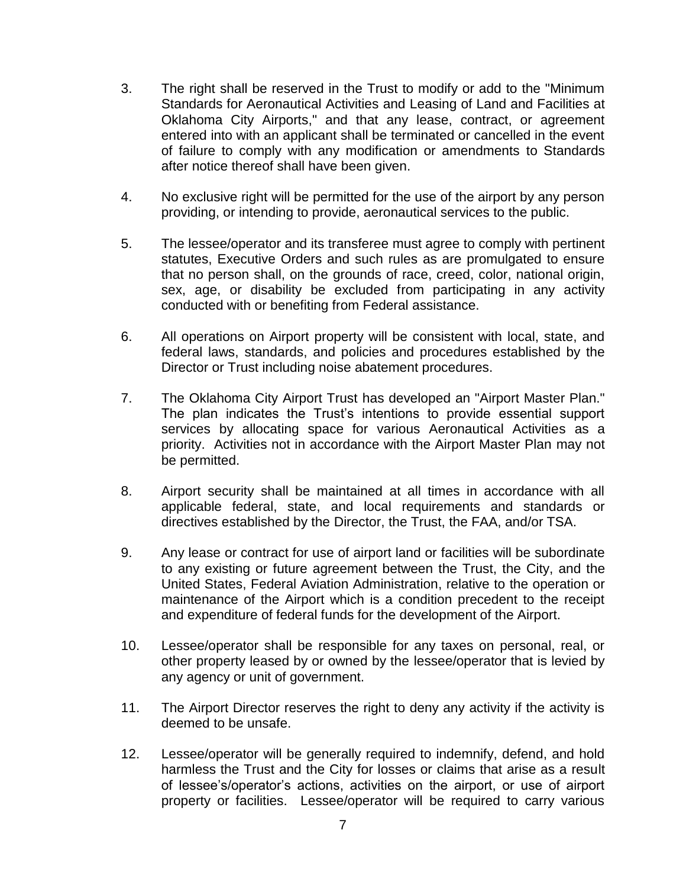3. The right shall be reserved in the Trust to modify or add to the "Minimum Standards for Aeronautical Activities and Leasing of Land and Facilities at Oklahoma City Airports," and that any lease, contract, or agreement entered into with an applicant shall be terminated or cancelled in the event of failure to comply with any modification or amendments to Standards after notice thereof shall have been given.

4. No exclusive right will be permitted for the use of the airport by any person providing, or intending to provide, aeronautical services to the public.

5. The lessee/operator and its transferee must agree to comply with pertinent statutes, Executive Orders and such rules as are promulgated to ensure that no person shall, on the grounds of race, creed, color, national origin, sex, age, or disability be excluded from participating in any activity conducted with or benefiting from Federal assistance.

6. All operations on Airport property will be consistent with local, state, and federal laws, standards, and policies and procedures established by the Director or Trust including noise abatement procedures.

7. The Oklahoma City Airport Trust has developed an "Airport Master Plan." The plan indicates the Trust's intentions to provide essential support services by allocating space for various Aeronautical Activities as a priority. Activities not in accordance with the Airport Master Plan may not be permitted.

8. Airport security shall be maintained at all times in accordance with all applicable federal, state, and local requirements and standards or directives established by the Director, the Trust, the FAA, and/or TSA.

9. Any lease or contract for use of airport land or facilities will be subordinate to any existing or future agreement between the Trust, the City, and the United States, Federal Aviation Administration, relative to the operation or maintenance of the Airport which is a condition precedent to the receipt and expenditure of federal funds for the development of the Airport.

10. Lessee/operator shall be responsible for any taxes on personal, real, or other property leased by or owned by the lessee/operator that is levied by any agency or unit of government.

11. The Airport Director reserves the right to deny any activity if the activity is deemed to be unsafe.

12. Lessee/operator will be generally required to indemnify, defend, and hold harmless the Trust and the City for losses or claims that arise as a result of lessee's/operator's actions, activities on the airport, or use of airport property or facilities. Lessee/operator will be required to carry various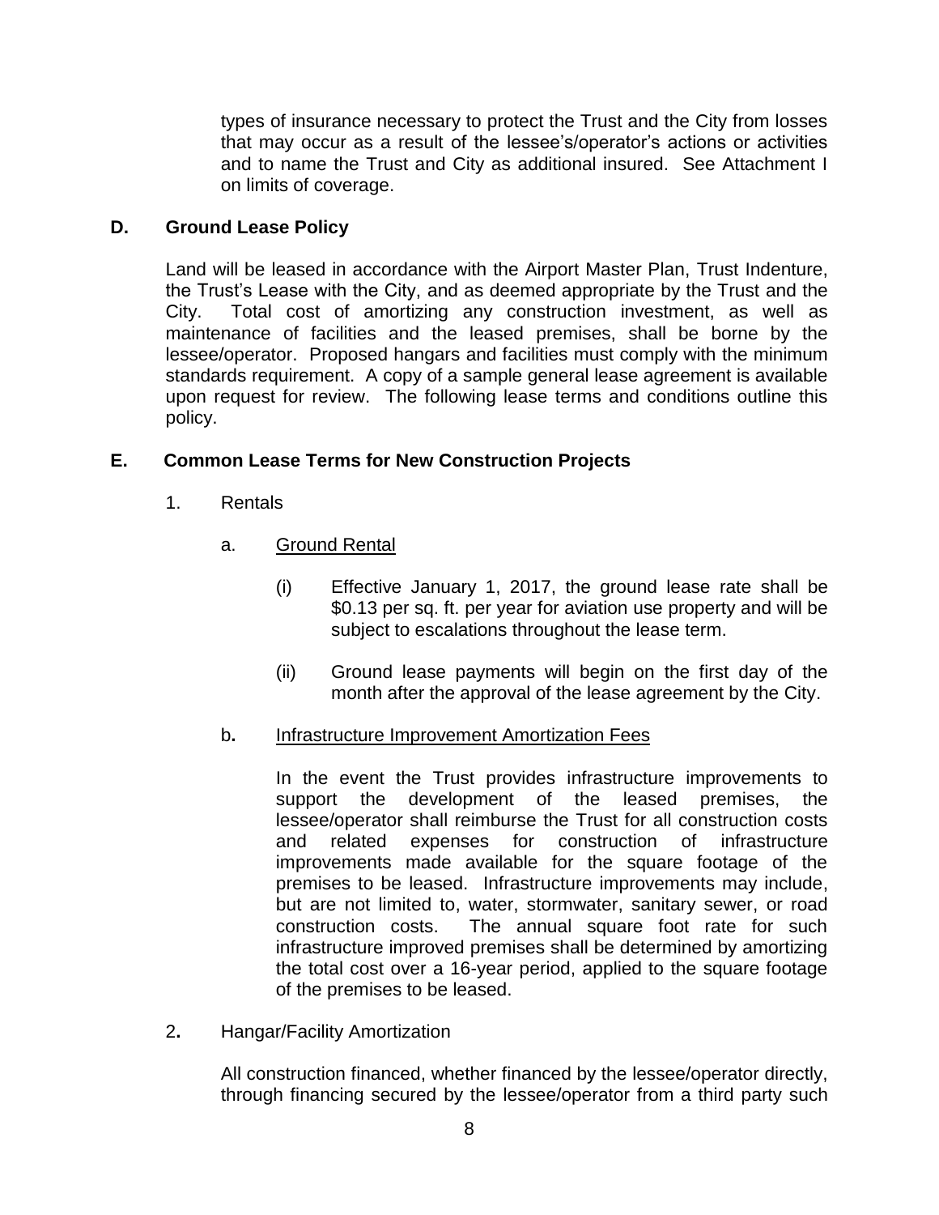types of insurance necessary to protect the Trust and the City from losses that may occur as a result of the lessee's/operator's actions or activities and to name the Trust and City as additional insured. See Attachment I on limits of coverage.

**D. Ground Lease Policy**

Land will be leased in accordance with the Airport Master Plan, Trust Indenture, the Trust's Lease with the City, and as deemed appropriate by the Trust and the City. Total cost of amortizing any construction investment, as well as maintenance of facilities and the leased premises, shall be borne by the lessee/operator. Proposed hangars and facilities must comply with the minimum standards requirement. A copy of a sample general lease agreement is available upon request for review. The following lease terms and conditions outline this policy.

**E. Common Lease Terms for New Construction Projects**

1. Rentals

   a. Ground Rental

      (i) Effective January 1, 2017, the ground lease rate shall be $0.13 per sq. ft. per year for aviation use property and will be subject to escalations throughout the lease term.

      (ii) Ground lease payments will begin on the first day of the month after the approval of the lease agreement by the City.

   b. Infrastructure Improvement Amortization Fees

      In the event the Trust provides infrastructure improvements to support the development of the leased premises, the lessee/operator shall reimburse the Trust for all construction costs and related expenses for construction of infrastructure improvements made available for the square footage of the premises to be leased. Infrastructure improvements may include, but are not limited to, water, stormwater, sanitary sewer, or road construction costs. The annual square foot rate for such infrastructure improved premises shall be determined by amortizing the total cost over a 16-year period, applied to the square footage of the premises to be leased.

2. Hangar/Facility Amortization

   All construction financed, whether financed by the lessee/operator directly, through financing secured by the lessee/operator from a third party such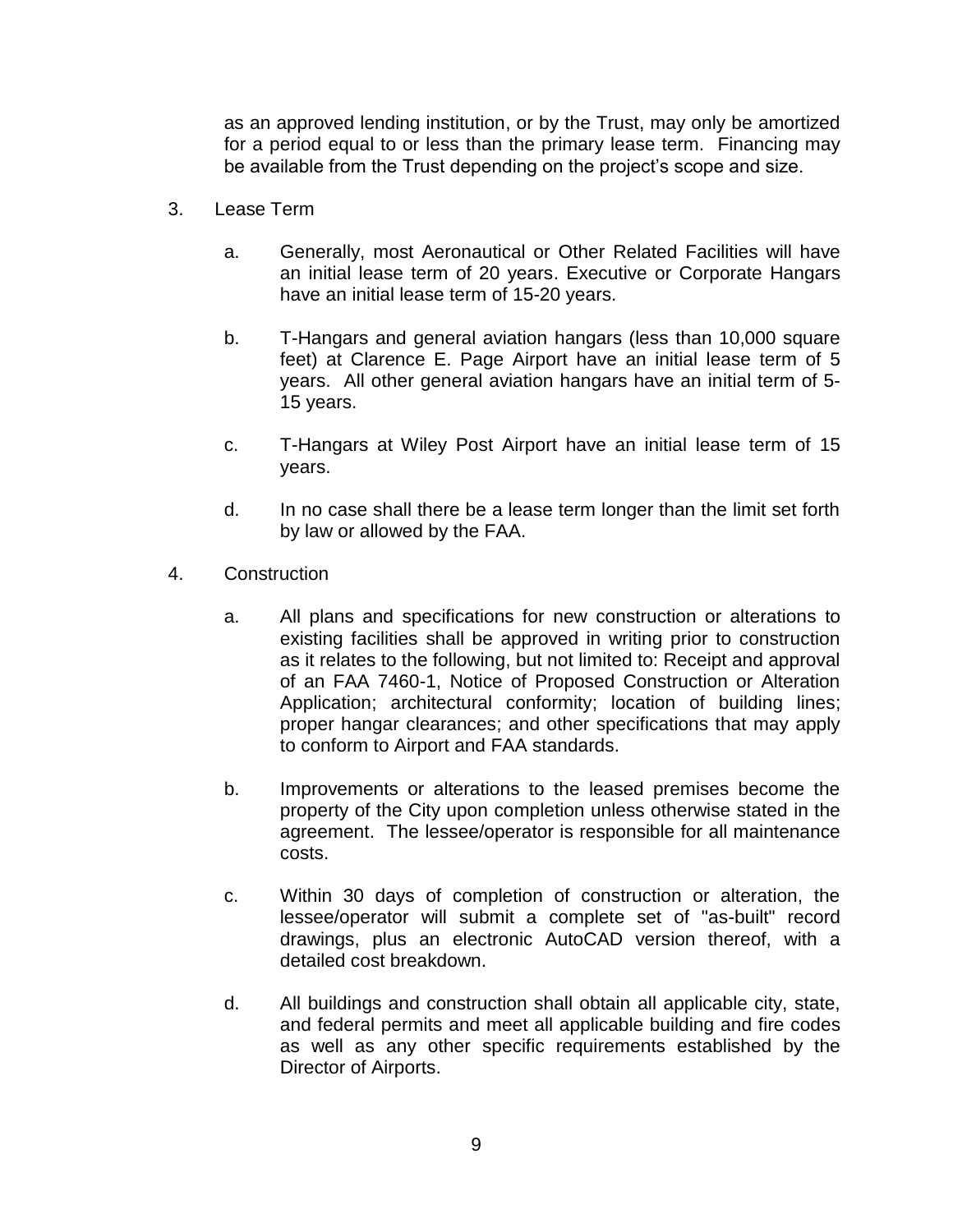as an approved lending institution, or by the Trust, may only be amortized for a period equal to or less than the primary lease term. Financing may be available from the Trust depending on the project's scope and size.

3. Lease Term

   a. Generally, most Aeronautical or Other Related Facilities will have an initial lease term of 20 years. Executive or Corporate Hangars have an initial lease term of 15-20 years.

   b. T-Hangars and general aviation hangars (less than 10,000 square feet) at Clarence E. Page Airport have an initial lease term of 5 years. All other general aviation hangars have an initial term of 5-15 years.

   c. T-Hangars at Wiley Post Airport have an initial lease term of 15 years.

   d. In no case shall there be a lease term longer than the limit set forth by law or allowed by the FAA.

4. Construction

   a. All plans and specifications for new construction or alterations to existing facilities shall be approved in writing prior to construction as it relates to the following, but not limited to: Receipt and approval of an FAA 7460-1, Notice of Proposed Construction or Alteration Application; architectural conformity; location of building lines; proper hangar clearances; and other specifications that may apply to conform to Airport and FAA standards.

   b. Improvements or alterations to the leased premises become the property of the City upon completion unless otherwise stated in the agreement. The lessee/operator is responsible for all maintenance costs.

   c. Within 30 days of completion of construction or alteration, the lessee/operator will submit a complete set of "as-built" record drawings, plus an electronic AutoCAD version thereof, with a detailed cost breakdown.

   d. All buildings and construction shall obtain all applicable city, state, and federal permits and meet all applicable building and fire codes as well as any other specific requirements established by the Director of Airports.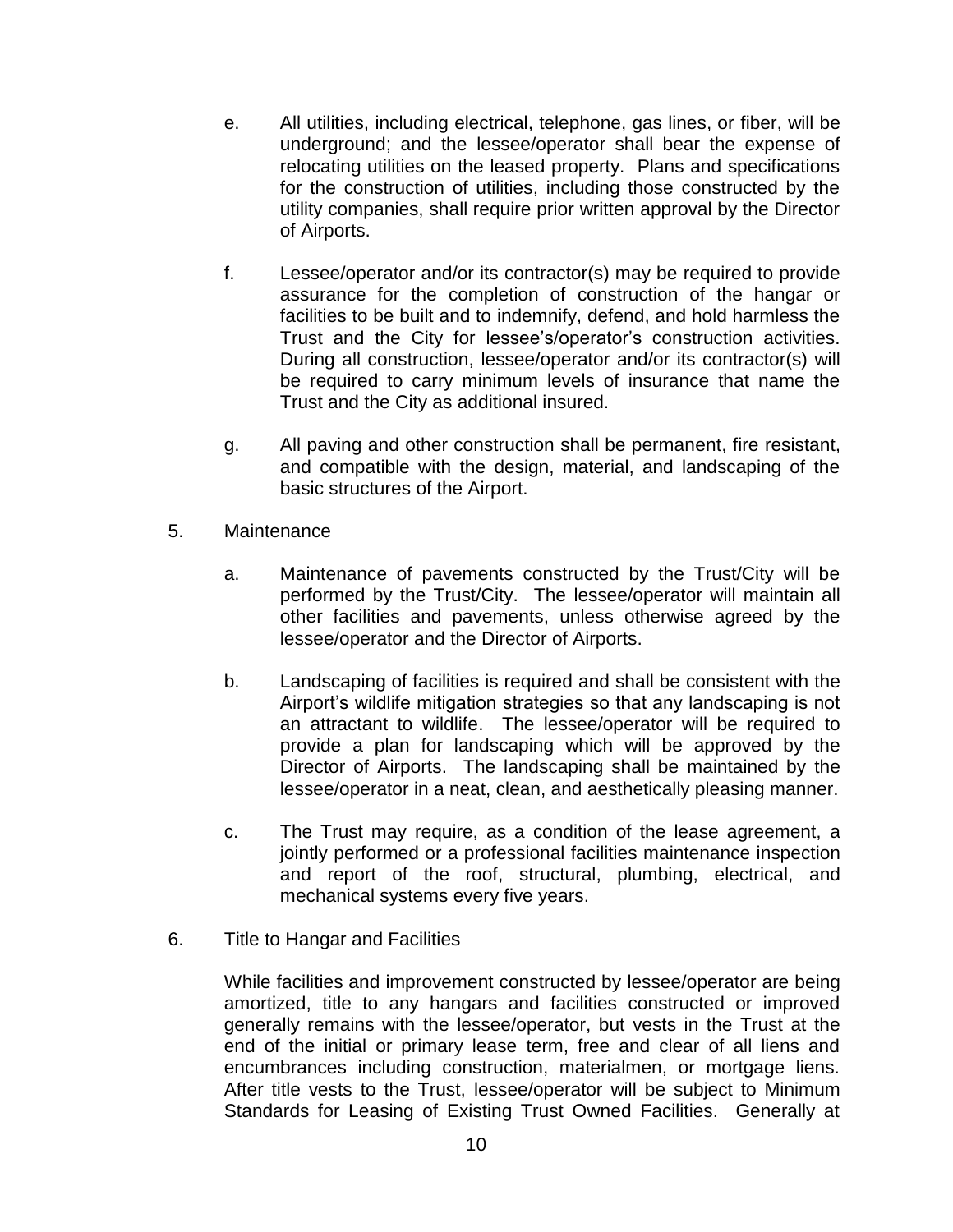e. All utilities, including electrical, telephone, gas lines, or fiber, will be underground; and the lessee/operator shall bear the expense of relocating utilities on the leased property. Plans and specifications for the construction of utilities, including those constructed by the utility companies, shall require prior written approval by the Director of Airports.

f. Lessee/operator and/or its contractor(s) may be required to provide assurance for the completion of construction of the hangar or facilities to be built and to indemnify, defend, and hold harmless the Trust and the City for lessee's/operator's construction activities. During all construction, lessee/operator and/or its contractor(s) will be required to carry minimum levels of insurance that name the Trust and the City as additional insured.

g. All paving and other construction shall be permanent, fire resistant, and compatible with the design, material, and landscaping of the basic structures of the Airport.

5. Maintenance

   a. Maintenance of pavements constructed by the Trust/City will be performed by the Trust/City. The lessee/operator will maintain all other facilities and pavements, unless otherwise agreed by the lessee/operator and the Director of Airports.

   b. Landscaping of facilities is required and shall be consistent with the Airport's wildlife mitigation strategies so that any landscaping is not an attractant to wildlife. The lessee/operator will be required to provide a plan for landscaping which will be approved by the Director of Airports. The landscaping shall be maintained by the lessee/operator in a neat, clean, and aesthetically pleasing manner.

   c. The Trust may require, as a condition of the lease agreement, a jointly performed or a professional facilities maintenance inspection and report of the roof, structural, plumbing, electrical, and mechanical systems every five years.

6. Title to Hangar and Facilities

   While facilities and improvement constructed by lessee/operator are being amortized, title to any hangars and facilities constructed or improved generally remains with the lessee/operator, but vests in the Trust at the end of the initial or primary lease term, free and clear of all liens and encumbrances including construction, materialmen, or mortgage liens. After title vests to the Trust, lessee/operator will be subject to Minimum Standards for Leasing of Existing Trust Owned Facilities. Generally at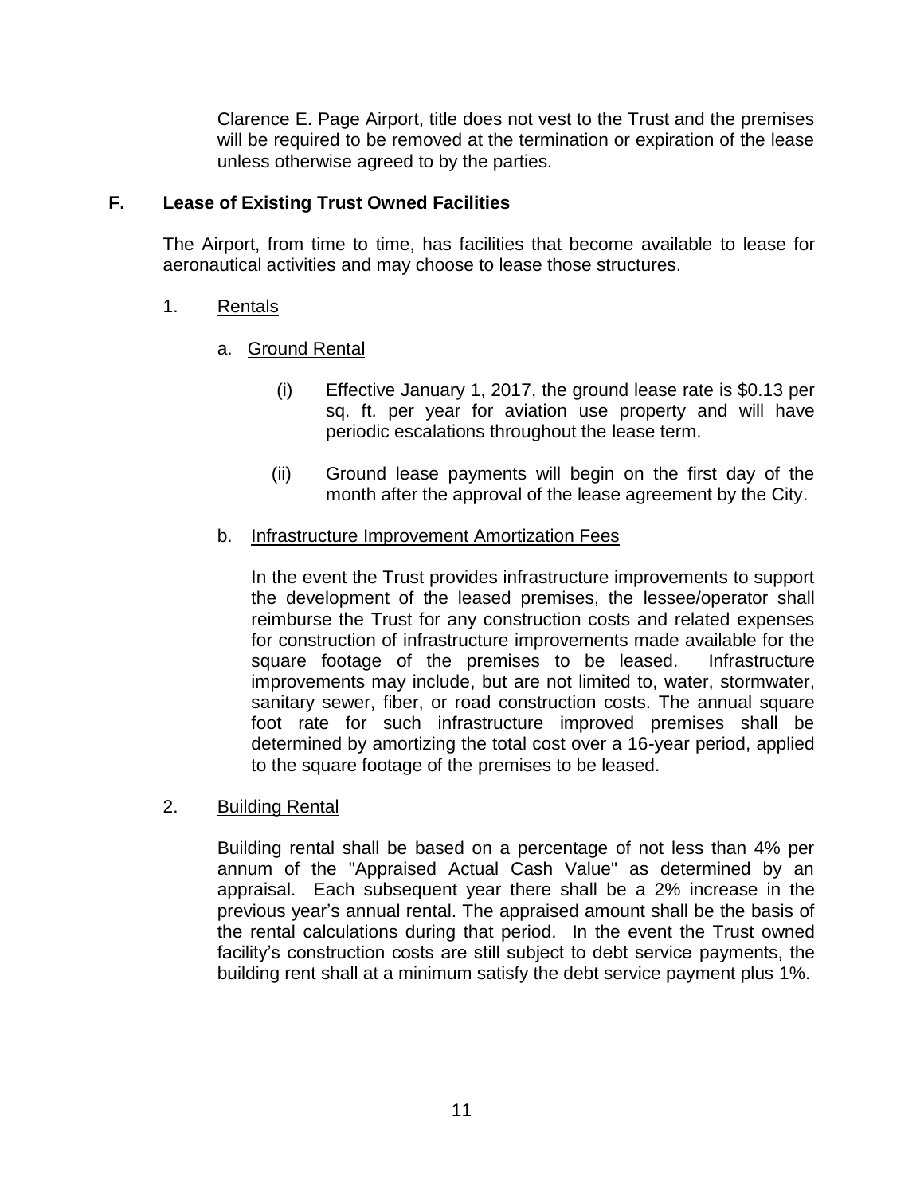Clarence E. Page Airport, title does not vest to the Trust and the premises will be required to be removed at the termination or expiration of the lease unless otherwise agreed to by the parties.

## F. Lease of Existing Trust Owned Facilities

The Airport, from time to time, has facilities that become available to lease for aeronautical activities and may choose to lease those structures.

1. <u>Rentals</u>

   a. <u>Ground Rental</u>

      (i) Effective January 1, 2017, the ground lease rate is $0.13 per sq. ft. per year for aviation use property and will have periodic escalations throughout the lease term.

      (ii) Ground lease payments will begin on the first day of the month after the approval of the lease agreement by the City.

   b. <u>Infrastructure Improvement Amortization Fees</u>

      In the event the Trust provides infrastructure improvements to support the development of the leased premises, the lessee/operator shall reimburse the Trust for any construction costs and related expenses for construction of infrastructure improvements made available for the square footage of the premises to be leased. Infrastructure improvements may include, but are not limited to, water, stormwater, sanitary sewer, fiber, or road construction costs. The annual square foot rate for such infrastructure improved premises shall be determined by amortizing the total cost over a 16-year period, applied to the square footage of the premises to be leased.

2. <u>Building Rental</u>

   Building rental shall be based on a percentage of not less than 4% per annum of the "Appraised Actual Cash Value" as determined by an appraisal. Each subsequent year there shall be a 2% increase in the previous year's annual rental. The appraised amount shall be the basis of the rental calculations during that period. In the event the Trust owned facility's construction costs are still subject to debt service payments, the building rent shall at a minimum satisfy the debt service payment plus 1%.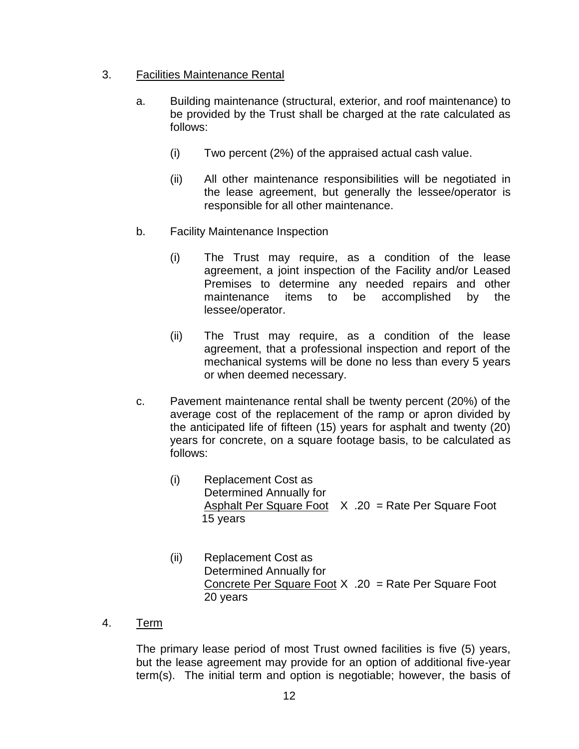3. <u>Facilities Maintenance Rental</u>

   a. Building maintenance (structural, exterior, and roof maintenance) to be provided by the Trust shall be charged at the rate calculated as follows:

      (i) Two percent (2%) of the appraised actual cash value.

      (ii) All other maintenance responsibilities will be negotiated in the lease agreement, but generally the lessee/operator is responsible for all other maintenance.

   b. Facility Maintenance Inspection

      (i) The Trust may require, as a condition of the lease agreement, a joint inspection of the Facility and/or Leased Premises to determine any needed repairs and other maintenance items to be accomplished by the lessee/operator.

      (ii) The Trust may require, as a condition of the lease agreement, that a professional inspection and report of the mechanical systems will be done no less than every 5 years or when deemed necessary.

   c. Pavement maintenance rental shall be twenty percent (20%) of the average cost of the replacement of the ramp or apron divided by the anticipated life of fifteen (15) years for asphalt and twenty (20) years for concrete, on a square footage basis, to be calculated as follows:

      (i) $$\frac{\text{Replacement Cost as Determined Annually for Asphalt Per Square Foot}}{\text{15 years}} \times .20 = \text{Rate Per Square Foot}$$

      (ii) $$\frac{\text{Replacement Cost as Determined Annually for Concrete Per Square Foot}}{\text{20 years}} \times .20 = \text{Rate Per Square Foot}$$

4. <u>Term</u>

   The primary lease period of most Trust owned facilities is five (5) years, but the lease agreement may provide for an option of additional five-year term(s). The initial term and option is negotiable; however, the basis of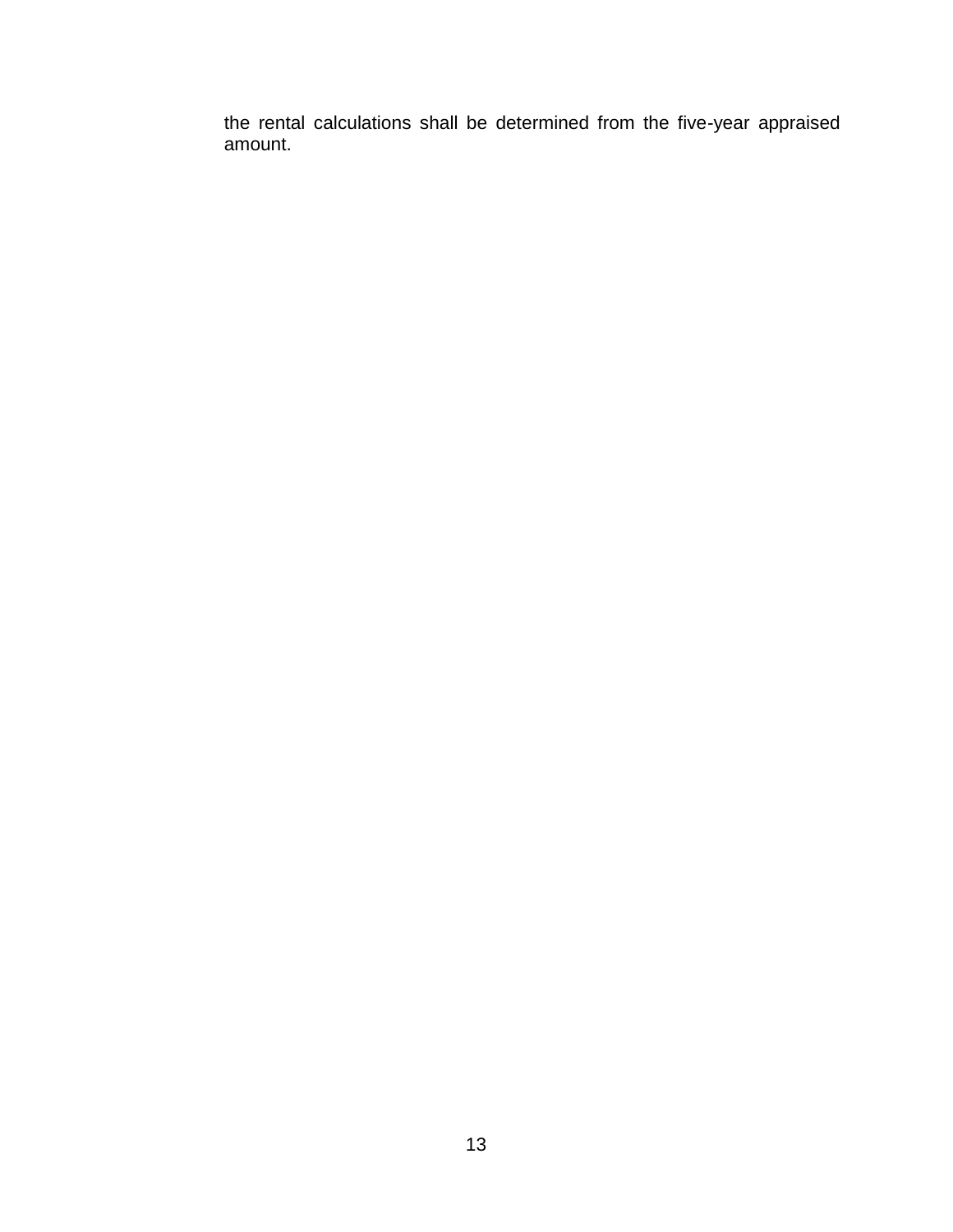the rental calculations shall be determined from the five-year appraised amount.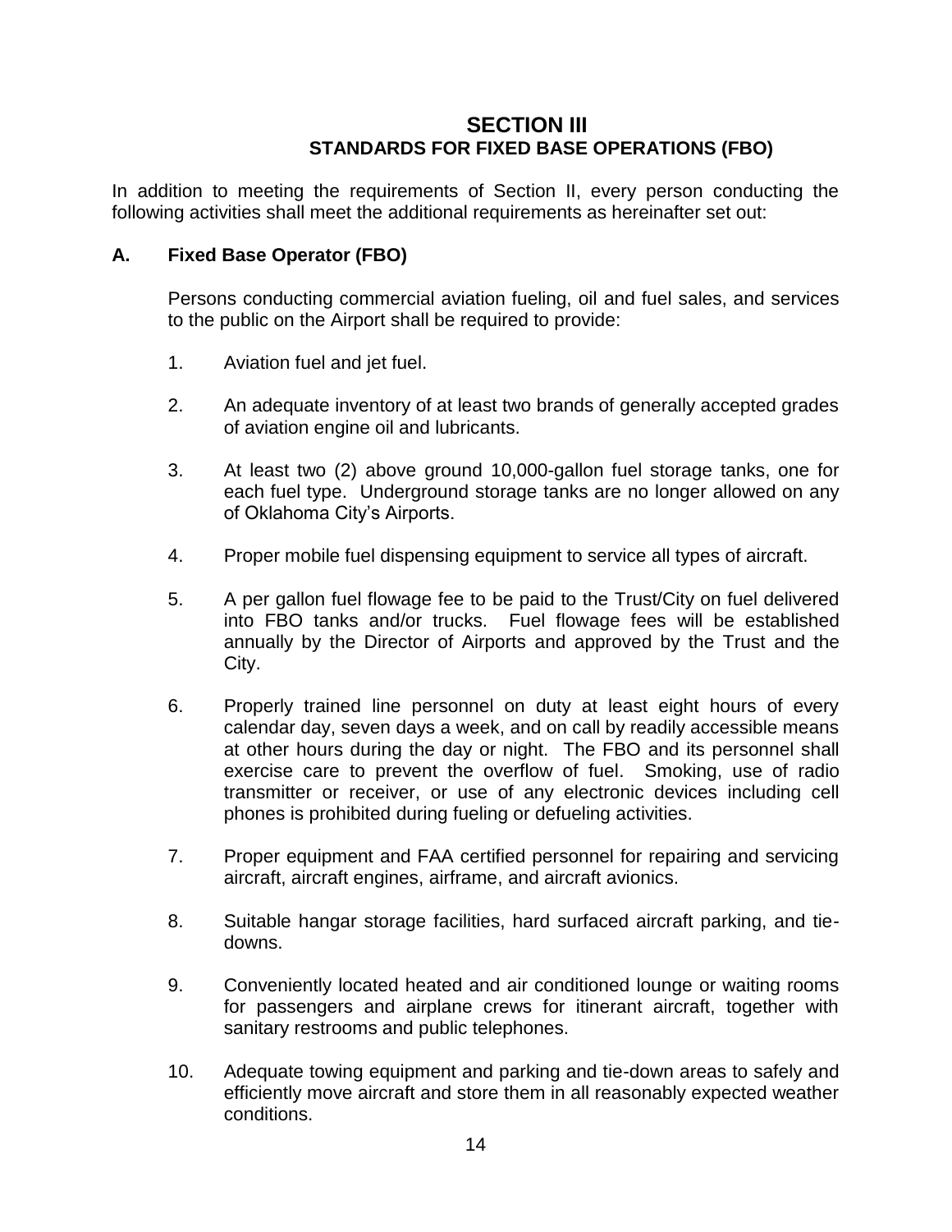# SECTION III
## STANDARDS FOR FIXED BASE OPERATIONS (FBO)

In addition to meeting the requirements of Section II, every person conducting the following activities shall meet the additional requirements as hereinafter set out:

### A. Fixed Base Operator (FBO)

Persons conducting commercial aviation fueling, oil and fuel sales, and services to the public on the Airport shall be required to provide:

1. Aviation fuel and jet fuel.

2. An adequate inventory of at least two brands of generally accepted grades of aviation engine oil and lubricants.

3. At least two (2) above ground 10,000-gallon fuel storage tanks, one for each fuel type. Underground storage tanks are no longer allowed on any of Oklahoma City's Airports.

4. Proper mobile fuel dispensing equipment to service all types of aircraft.

5. A per gallon fuel flowage fee to be paid to the Trust/City on fuel delivered into FBO tanks and/or trucks. Fuel flowage fees will be established annually by the Director of Airports and approved by the Trust and the City.

6. Properly trained line personnel on duty at least eight hours of every calendar day, seven days a week, and on call by readily accessible means at other hours during the day or night. The FBO and its personnel shall exercise care to prevent the overflow of fuel. Smoking, use of radio transmitter or receiver, or use of any electronic devices including cell phones is prohibited during fueling or defueling activities.

7. Proper equipment and FAA certified personnel for repairing and servicing aircraft, aircraft engines, airframe, and aircraft avionics.

8. Suitable hangar storage facilities, hard surfaced aircraft parking, and tie-downs.

9. Conveniently located heated and air conditioned lounge or waiting rooms for passengers and airplane crews for itinerant aircraft, together with sanitary restrooms and public telephones.

10. Adequate towing equipment and parking and tie-down areas to safely and efficiently move aircraft and store them in all reasonably expected weather conditions.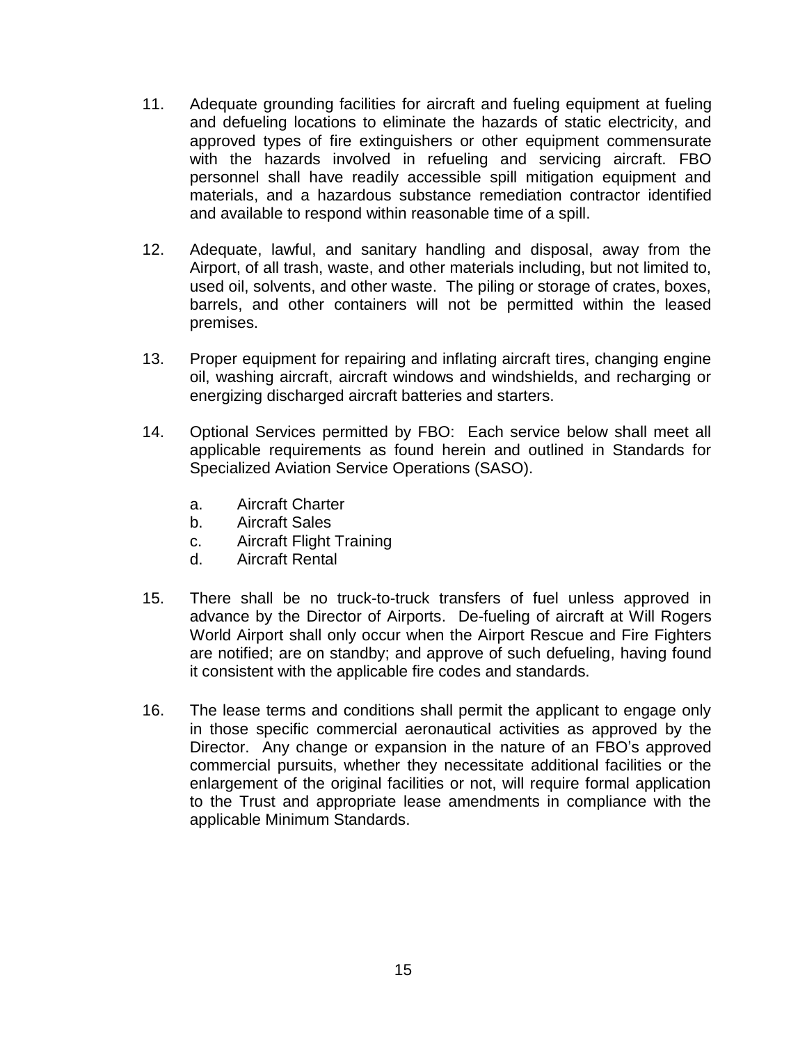11. Adequate grounding facilities for aircraft and fueling equipment at fueling and defueling locations to eliminate the hazards of static electricity, and approved types of fire extinguishers or other equipment commensurate with the hazards involved in refueling and servicing aircraft. FBO personnel shall have readily accessible spill mitigation equipment and materials, and a hazardous substance remediation contractor identified and available to respond within reasonable time of a spill.

12. Adequate, lawful, and sanitary handling and disposal, away from the Airport, of all trash, waste, and other materials including, but not limited to, used oil, solvents, and other waste. The piling or storage of crates, boxes, barrels, and other containers will not be permitted within the leased premises.

13. Proper equipment for repairing and inflating aircraft tires, changing engine oil, washing aircraft, aircraft windows and windshields, and recharging or energizing discharged aircraft batteries and starters.

14. Optional Services permitted by FBO: Each service below shall meet all applicable requirements as found herein and outlined in Standards for Specialized Aviation Service Operations (SASO).

    a. Aircraft Charter
    b. Aircraft Sales
    c. Aircraft Flight Training
    d. Aircraft Rental

15. There shall be no truck-to-truck transfers of fuel unless approved in advance by the Director of Airports. De-fueling of aircraft at Will Rogers World Airport shall only occur when the Airport Rescue and Fire Fighters are notified; are on standby; and approve of such defueling, having found it consistent with the applicable fire codes and standards.

16. The lease terms and conditions shall permit the applicant to engage only in those specific commercial aeronautical activities as approved by the Director. Any change or expansion in the nature of an FBO's approved commercial pursuits, whether they necessitate additional facilities or the enlargement of the original facilities or not, will require formal application to the Trust and appropriate lease amendments in compliance with the applicable Minimum Standards.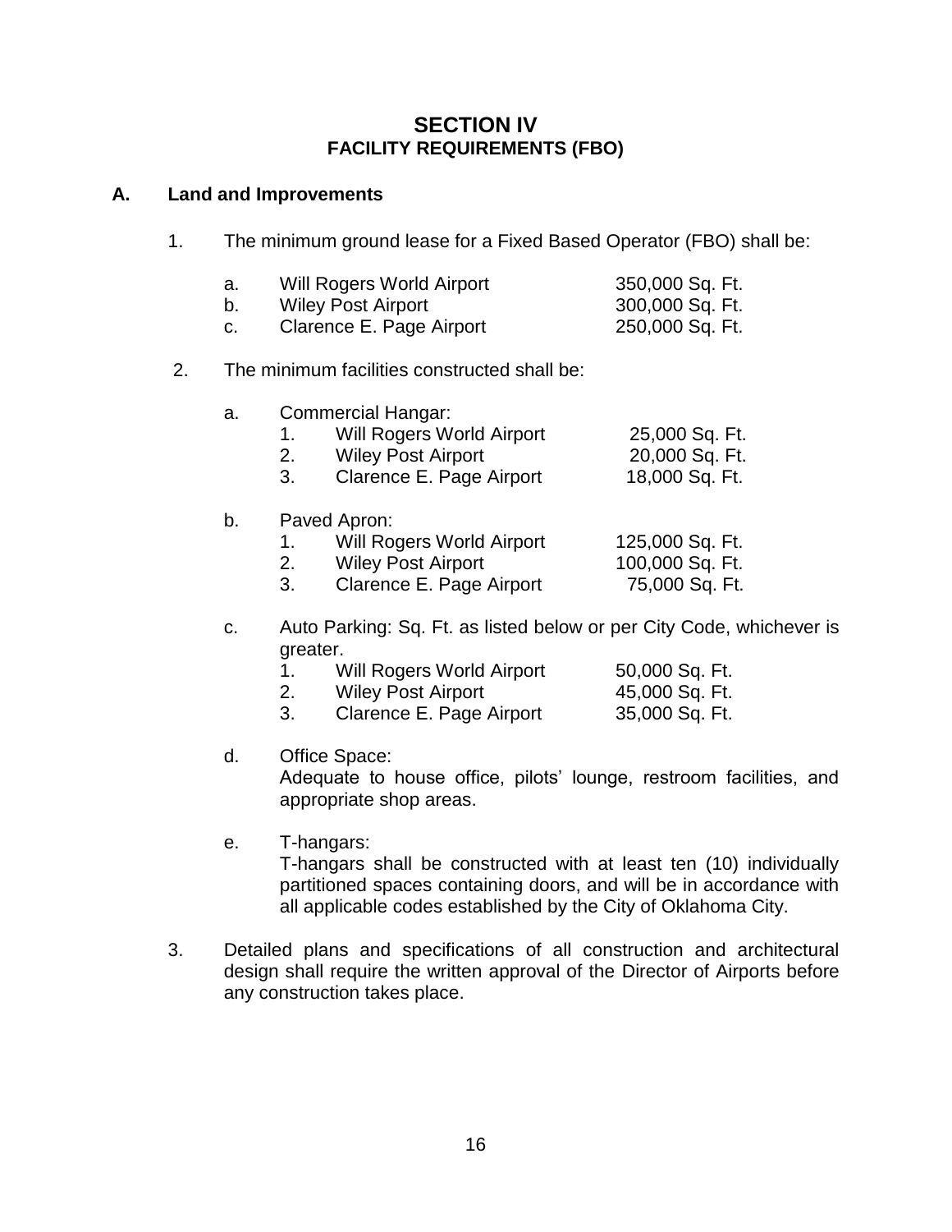# SECTION IV
## FACILITY REQUIREMENTS (FBO)

### A. Land and Improvements

1. The minimum ground lease for a Fixed Based Operator (FBO) shall be:

   a. Will Rogers World Airport 350,000 Sq. Ft.
   b. Wiley Post Airport 300,000 Sq. Ft.
   c. Clarence E. Page Airport 250,000 Sq. Ft.

2. The minimum facilities constructed shall be:

   a. Commercial Hangar:
      1. Will Rogers World Airport 25,000 Sq. Ft.
      2. Wiley Post Airport 20,000 Sq. Ft.
      3. Clarence E. Page Airport 18,000 Sq. Ft.

   b. Paved Apron:
      1. Will Rogers World Airport 125,000 Sq. Ft.
      2. Wiley Post Airport 100,000 Sq. Ft.
      3. Clarence E. Page Airport 75,000 Sq. Ft.

   c. Auto Parking: Sq. Ft. as listed below or per City Code, whichever is greater.
      1. Will Rogers World Airport 50,000 Sq. Ft.
      2. Wiley Post Airport 45,000 Sq. Ft.
      3. Clarence E. Page Airport 35,000 Sq. Ft.

   d. Office Space:
      Adequate to house office, pilots' lounge, restroom facilities, and appropriate shop areas.

   e. T-hangars:
      T-hangars shall be constructed with at least ten (10) individually partitioned spaces containing doors, and will be in accordance with all applicable codes established by the City of Oklahoma City.

3. Detailed plans and specifications of all construction and architectural design shall require the written approval of the Director of Airports before any construction takes place.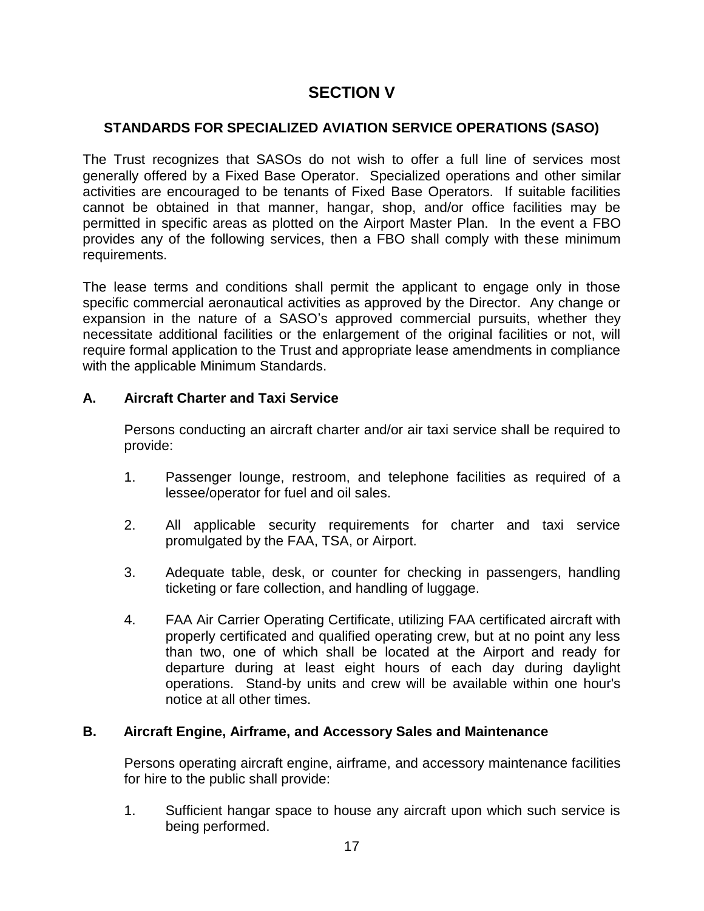# SECTION V

## STANDARDS FOR SPECIALIZED AVIATION SERVICE OPERATIONS (SASO)

The Trust recognizes that SASOs do not wish to offer a full line of services most generally offered by a Fixed Base Operator. Specialized operations and other similar activities are encouraged to be tenants of Fixed Base Operators. If suitable facilities cannot be obtained in that manner, hangar, shop, and/or office facilities may be permitted in specific areas as plotted on the Airport Master Plan. In the event a FBO provides any of the following services, then a FBO shall comply with these minimum requirements.

The lease terms and conditions shall permit the applicant to engage only in those specific commercial aeronautical activities as approved by the Director. Any change or expansion in the nature of a SASO's approved commercial pursuits, whether they necessitate additional facilities or the enlargement of the original facilities or not, will require formal application to the Trust and appropriate lease amendments in compliance with the applicable Minimum Standards.

### A. Aircraft Charter and Taxi Service

Persons conducting an aircraft charter and/or air taxi service shall be required to provide:

1. Passenger lounge, restroom, and telephone facilities as required of a lessee/operator for fuel and oil sales.

2. All applicable security requirements for charter and taxi service promulgated by the FAA, TSA, or Airport.

3. Adequate table, desk, or counter for checking in passengers, handling ticketing or fare collection, and handling of luggage.

4. FAA Air Carrier Operating Certificate, utilizing FAA certificated aircraft with properly certificated and qualified operating crew, but at no point any less than two, one of which shall be located at the Airport and ready for departure during at least eight hours of each day during daylight operations. Stand-by units and crew will be available within one hour's notice at all other times.

### B. Aircraft Engine, Airframe, and Accessory Sales and Maintenance

Persons operating aircraft engine, airframe, and accessory maintenance facilities for hire to the public shall provide:

1. Sufficient hangar space to house any aircraft upon which such service is being performed.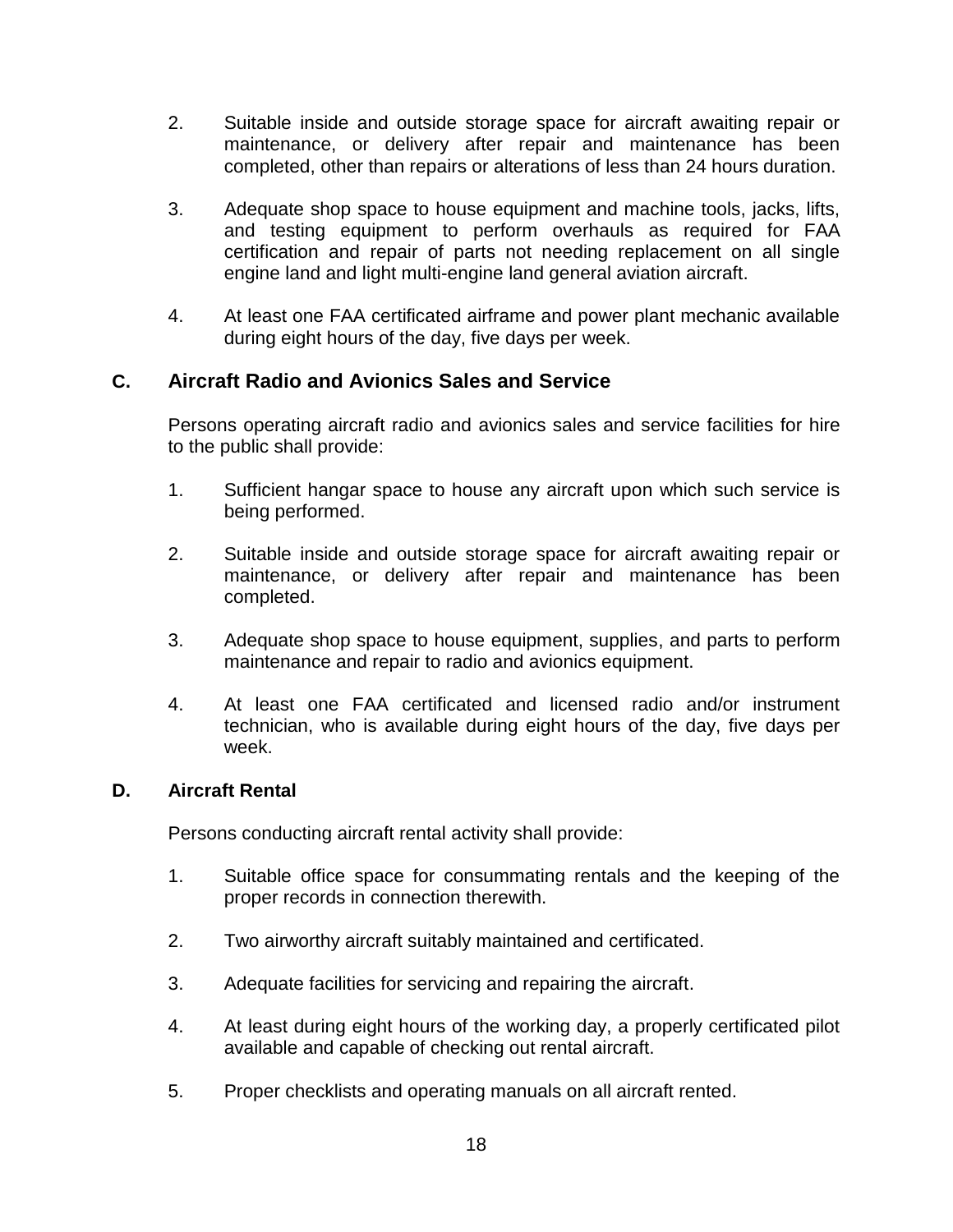2. Suitable inside and outside storage space for aircraft awaiting repair or maintenance, or delivery after repair and maintenance has been completed, other than repairs or alterations of less than 24 hours duration.

3. Adequate shop space to house equipment and machine tools, jacks, lifts, and testing equipment to perform overhauls as required for FAA certification and repair of parts not needing replacement on all single engine land and light multi-engine land general aviation aircraft.

4. At least one FAA certificated airframe and power plant mechanic available during eight hours of the day, five days per week.

### C. Aircraft Radio and Avionics Sales and Service

Persons operating aircraft radio and avionics sales and service facilities for hire to the public shall provide:

1. Sufficient hangar space to house any aircraft upon which such service is being performed.

2. Suitable inside and outside storage space for aircraft awaiting repair or maintenance, or delivery after repair and maintenance has been completed.

3. Adequate shop space to house equipment, supplies, and parts to perform maintenance and repair to radio and avionics equipment.

4. At least one FAA certificated and licensed radio and/or instrument technician, who is available during eight hours of the day, five days per week.

### D. Aircraft Rental

Persons conducting aircraft rental activity shall provide:

1. Suitable office space for consummating rentals and the keeping of the proper records in connection therewith.

2. Two airworthy aircraft suitably maintained and certificated.

3. Adequate facilities for servicing and repairing the aircraft.

4. At least during eight hours of the working day, a properly certificated pilot available and capable of checking out rental aircraft.

5. Proper checklists and operating manuals on all aircraft rented.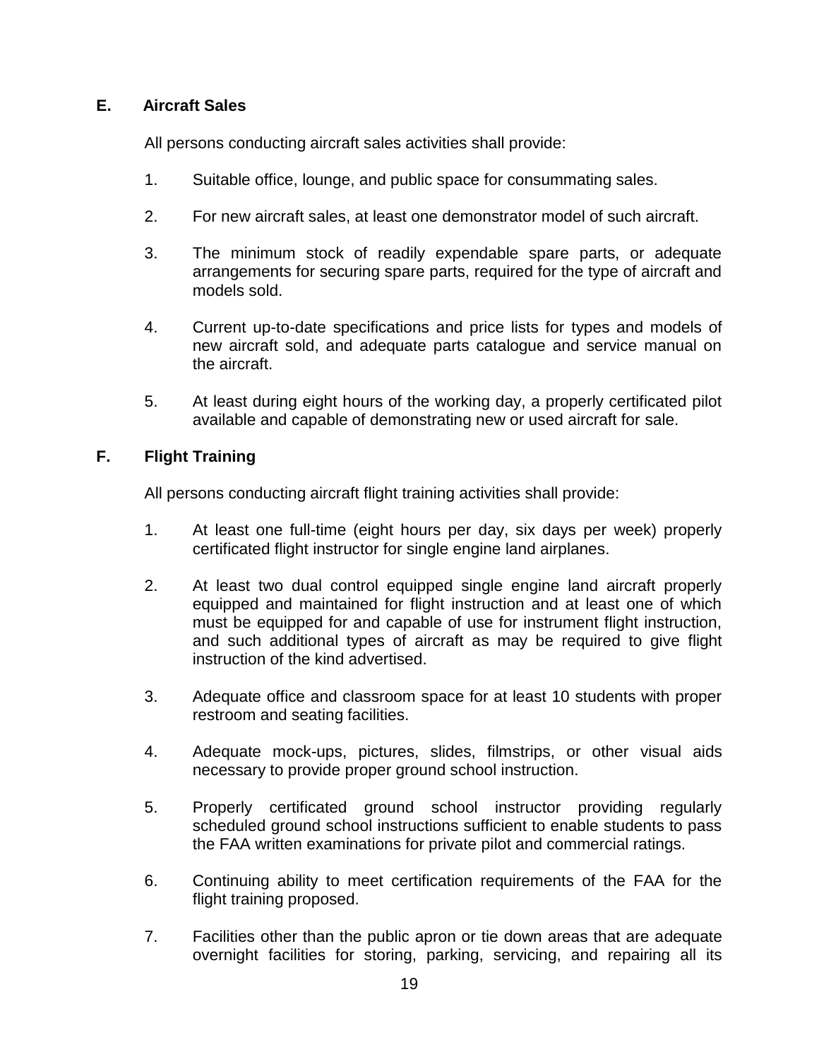### E. Aircraft Sales

All persons conducting aircraft sales activities shall provide:

1. Suitable office, lounge, and public space for consummating sales.

2. For new aircraft sales, at least one demonstrator model of such aircraft.

3. The minimum stock of readily expendable spare parts, or adequate arrangements for securing spare parts, required for the type of aircraft and models sold.

4. Current up-to-date specifications and price lists for types and models of new aircraft sold, and adequate parts catalogue and service manual on the aircraft.

5. At least during eight hours of the working day, a properly certificated pilot available and capable of demonstrating new or used aircraft for sale.

### F. Flight Training

All persons conducting aircraft flight training activities shall provide:

1. At least one full-time (eight hours per day, six days per week) properly certificated flight instructor for single engine land airplanes.

2. At least two dual control equipped single engine land aircraft properly equipped and maintained for flight instruction and at least one of which must be equipped for and capable of use for instrument flight instruction, and such additional types of aircraft as may be required to give flight instruction of the kind advertised.

3. Adequate office and classroom space for at least 10 students with proper restroom and seating facilities.

4. Adequate mock-ups, pictures, slides, filmstrips, or other visual aids necessary to provide proper ground school instruction.

5. Properly certificated ground school instructor providing regularly scheduled ground school instructions sufficient to enable students to pass the FAA written examinations for private pilot and commercial ratings.

6. Continuing ability to meet certification requirements of the FAA for the flight training proposed.

7. Facilities other than the public apron or tie down areas that are adequate overnight facilities for storing, parking, servicing, and repairing all its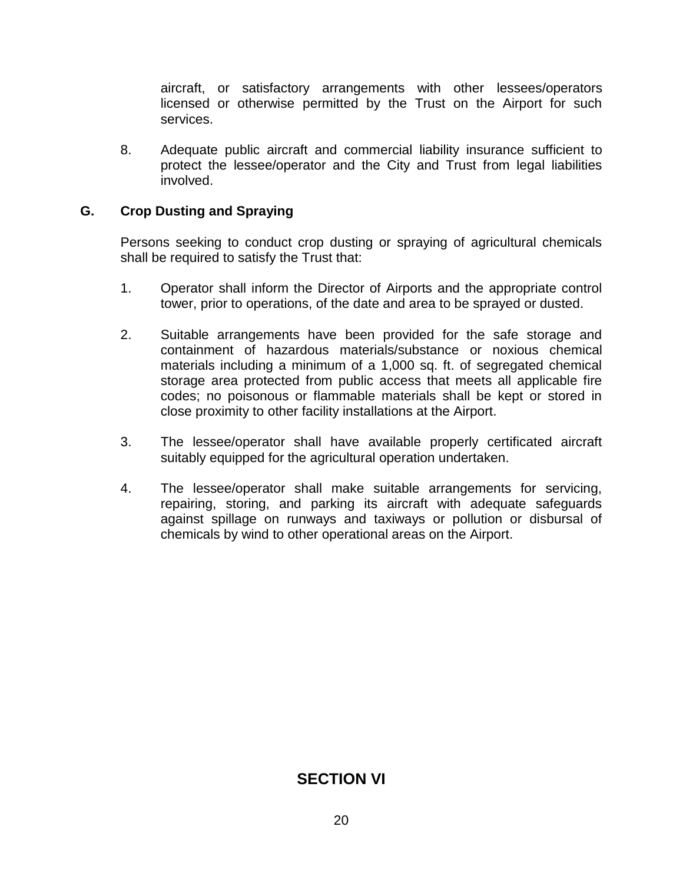aircraft, or satisfactory arrangements with other lessees/operators licensed or otherwise permitted by the Trust on the Airport for such services.

8. Adequate public aircraft and commercial liability insurance sufficient to protect the lessee/operator and the City and Trust from legal liabilities involved.

### G. Crop Dusting and Spraying

Persons seeking to conduct crop dusting or spraying of agricultural chemicals shall be required to satisfy the Trust that:

1. Operator shall inform the Director of Airports and the appropriate control tower, prior to operations, of the date and area to be sprayed or dusted.

2. Suitable arrangements have been provided for the safe storage and containment of hazardous materials/substance or noxious chemical materials including a minimum of a 1,000 sq. ft. of segregated chemical storage area protected from public access that meets all applicable fire codes; no poisonous or flammable materials shall be kept or stored in close proximity to other facility installations at the Airport.

3. The lessee/operator shall have available properly certificated aircraft suitably equipped for the agricultural operation undertaken.

4. The lessee/operator shall make suitable arrangements for servicing, repairing, storing, and parking its aircraft with adequate safeguards against spillage on runways and taxiways or pollution or disbursal of chemicals by wind to other operational areas on the Airport.

## SECTION VI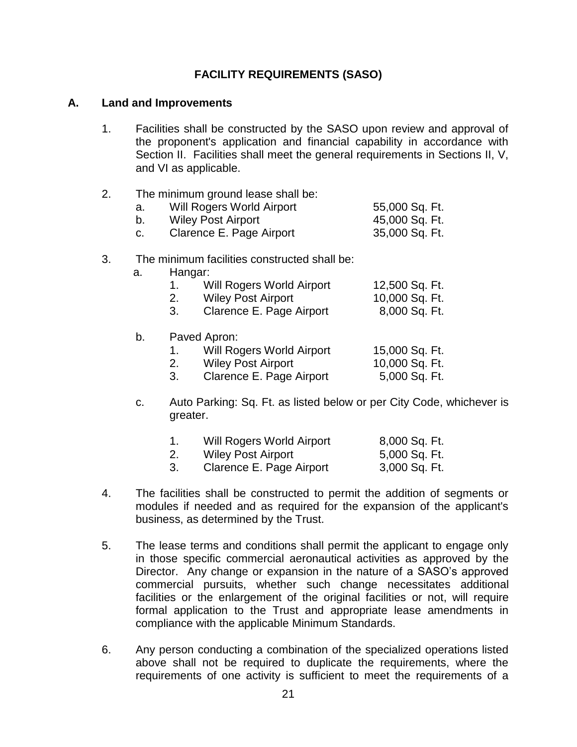## FACILITY REQUIREMENTS (SASO)

### A. Land and Improvements

1. Facilities shall be constructed by the SASO upon review and approval of the proponent's application and financial capability in accordance with Section II. Facilities shall meet the general requirements in Sections II, V, and VI as applicable.

2. The minimum ground lease shall be:
   a. Will Rogers World Airport 55,000 Sq. Ft.
   b. Wiley Post Airport 45,000 Sq. Ft.
   c. Clarence E. Page Airport 35,000 Sq. Ft.

3. The minimum facilities constructed shall be:
   a. Hangar:
      1. Will Rogers World Airport 12,500 Sq. Ft.
      2. Wiley Post Airport 10,000 Sq. Ft.
      3. Clarence E. Page Airport 8,000 Sq. Ft.

   b. Paved Apron:
      1. Will Rogers World Airport 15,000 Sq. Ft.
      2. Wiley Post Airport 10,000 Sq. Ft.
      3. Clarence E. Page Airport 5,000 Sq. Ft.

   c. Auto Parking: Sq. Ft. as listed below or per City Code, whichever is greater.

      1. Will Rogers World Airport 8,000 Sq. Ft.
      2. Wiley Post Airport 5,000 Sq. Ft.
      3. Clarence E. Page Airport 3,000 Sq. Ft.

4. The facilities shall be constructed to permit the addition of segments or modules if needed and as required for the expansion of the applicant's business, as determined by the Trust.

5. The lease terms and conditions shall permit the applicant to engage only in those specific commercial aeronautical activities as approved by the Director. Any change or expansion in the nature of a SASO's approved commercial pursuits, whether such change necessitates additional facilities or the enlargement of the original facilities or not, will require formal application to the Trust and appropriate lease amendments in compliance with the applicable Minimum Standards.

6. Any person conducting a combination of the specialized operations listed above shall not be required to duplicate the requirements, where the requirements of one activity is sufficient to meet the requirements of a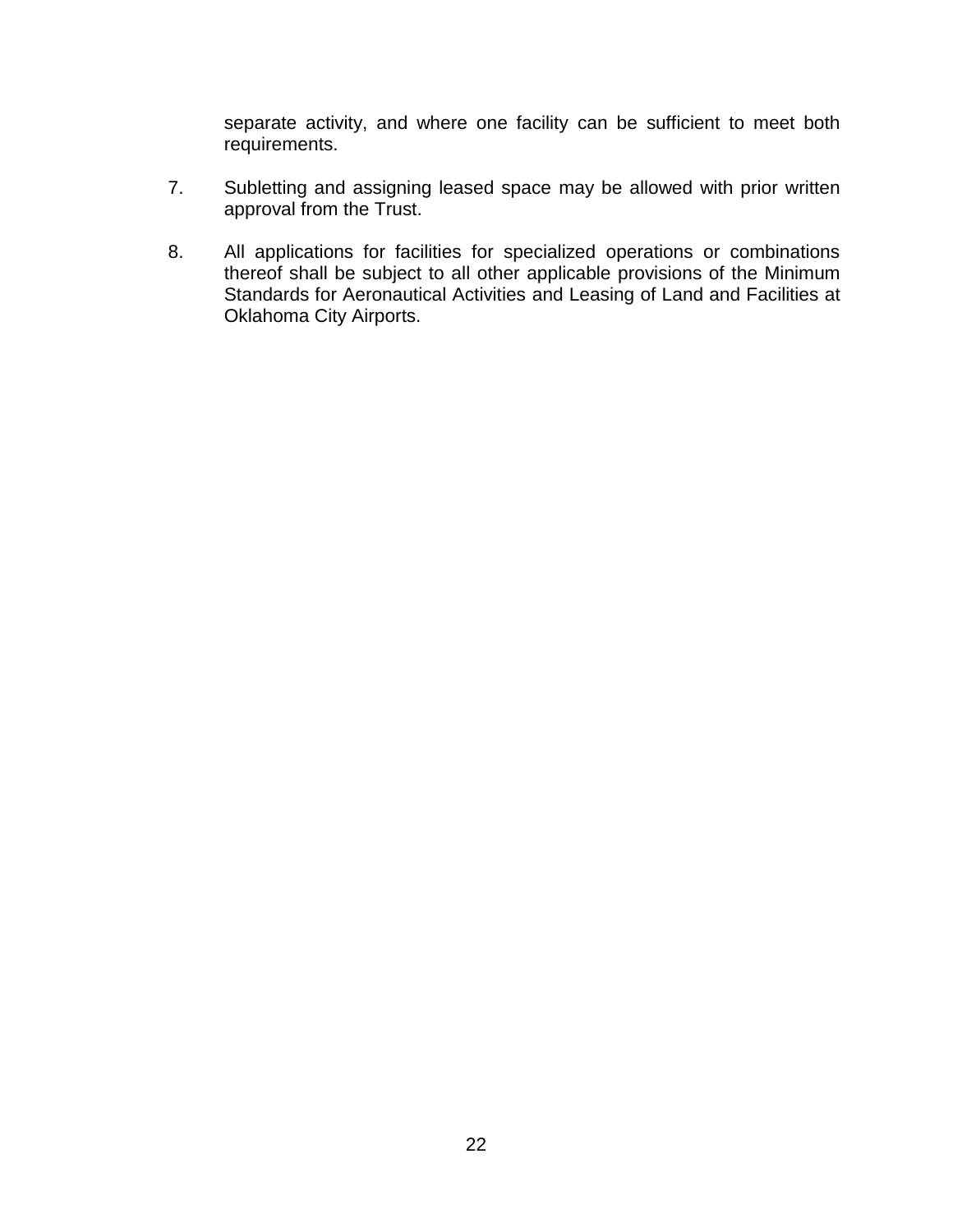separate activity, and where one facility can be sufficient to meet both requirements.

7. Subletting and assigning leased space may be allowed with prior written approval from the Trust.

8. All applications for facilities for specialized operations or combinations thereof shall be subject to all other applicable provisions of the Minimum Standards for Aeronautical Activities and Leasing of Land and Facilities at Oklahoma City Airports.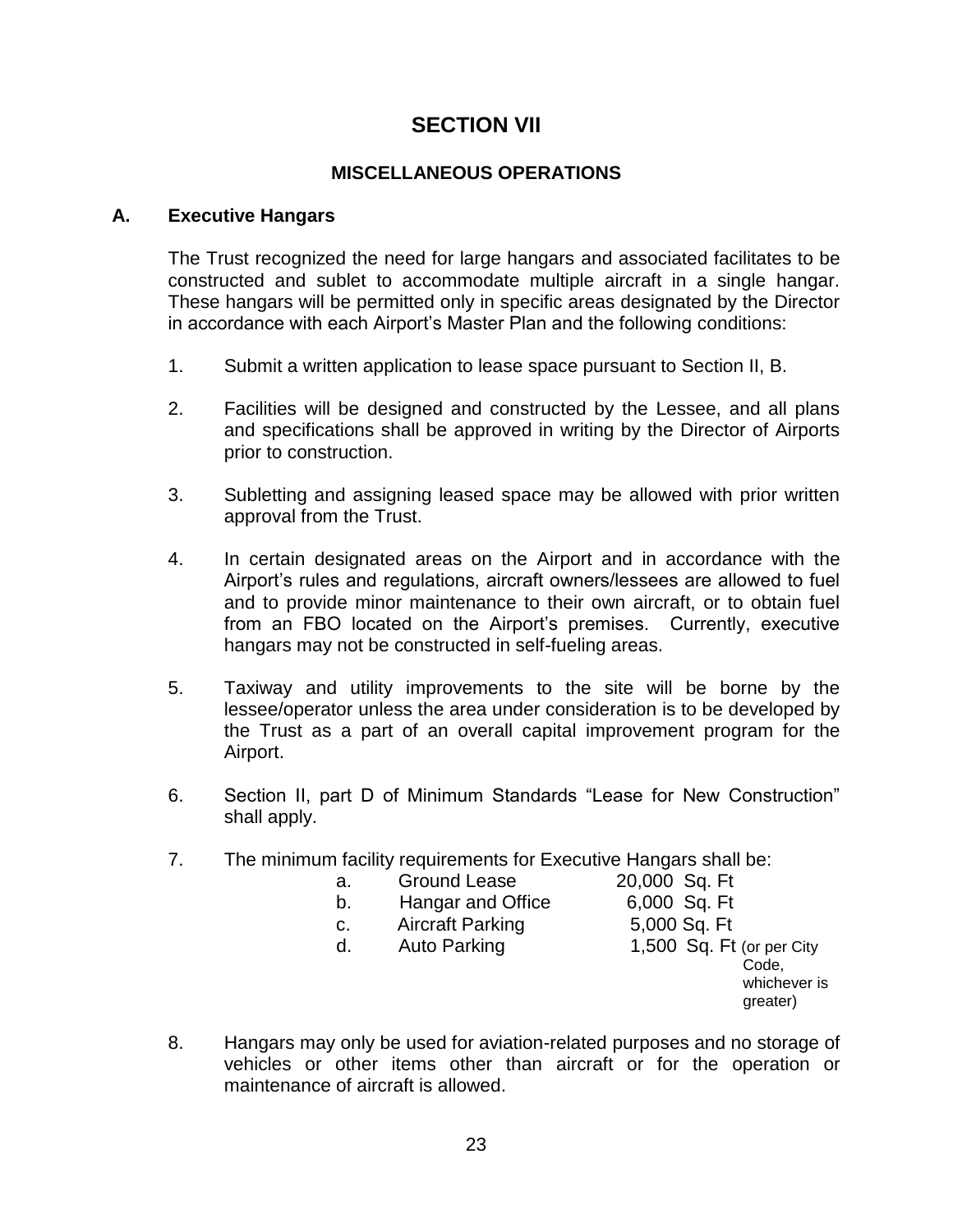# SECTION VII

## MISCELLANEOUS OPERATIONS

### A. Executive Hangars

The Trust recognized the need for large hangars and associated facilitates to be constructed and sublet to accommodate multiple aircraft in a single hangar. These hangars will be permitted only in specific areas designated by the Director in accordance with each Airport's Master Plan and the following conditions:

1. Submit a written application to lease space pursuant to Section II, B.

2. Facilities will be designed and constructed by the Lessee, and all plans and specifications shall be approved in writing by the Director of Airports prior to construction.

3. Subletting and assigning leased space may be allowed with prior written approval from the Trust.

4. In certain designated areas on the Airport and in accordance with the Airport's rules and regulations, aircraft owners/lessees are allowed to fuel and to provide minor maintenance to their own aircraft, or to obtain fuel from an FBO located on the Airport's premises. Currently, executive hangars may not be constructed in self-fueling areas.

5. Taxiway and utility improvements to the site will be borne by the lessee/operator unless the area under consideration is to be developed by the Trust as a part of an overall capital improvement program for the Airport.

6. Section II, part D of Minimum Standards "Lease for New Construction" shall apply.

7. The minimum facility requirements for Executive Hangars shall be:
   - a. Ground Lease 20,000 Sq. Ft
   - b. Hangar and Office 6,000 Sq. Ft
   - c. Aircraft Parking 5,000 Sq. Ft
   - d. Auto Parking 1,500 Sq. Ft (or per City Code, whichever is greater)

8. Hangars may only be used for aviation-related purposes and no storage of vehicles or other items other than aircraft or for the operation or maintenance of aircraft is allowed.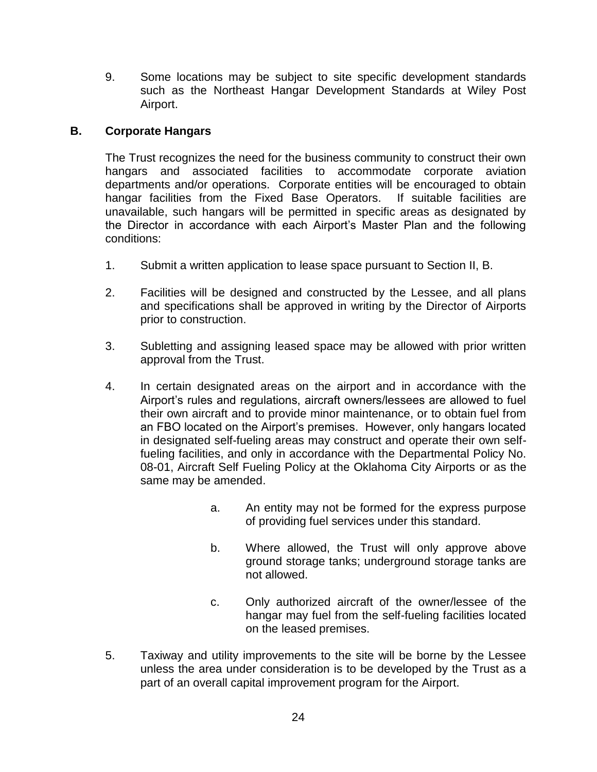9. Some locations may be subject to site specific development standards such as the Northeast Hangar Development Standards at Wiley Post Airport.

### B. Corporate Hangars

The Trust recognizes the need for the business community to construct their own hangars and associated facilities to accommodate corporate aviation departments and/or operations. Corporate entities will be encouraged to obtain hangar facilities from the Fixed Base Operators. If suitable facilities are unavailable, such hangars will be permitted in specific areas as designated by the Director in accordance with each Airport's Master Plan and the following conditions:

1. Submit a written application to lease space pursuant to Section II, B.

2. Facilities will be designed and constructed by the Lessee, and all plans and specifications shall be approved in writing by the Director of Airports prior to construction.

3. Subletting and assigning leased space may be allowed with prior written approval from the Trust.

4. In certain designated areas on the airport and in accordance with the Airport's rules and regulations, aircraft owners/lessees are allowed to fuel their own aircraft and to provide minor maintenance, or to obtain fuel from an FBO located on the Airport's premises. However, only hangars located in designated self-fueling areas may construct and operate their own self-fueling facilities, and only in accordance with the Departmental Policy No. 08-01, Aircraft Self Fueling Policy at the Oklahoma City Airports or as the same may be amended.

   a. An entity may not be formed for the express purpose of providing fuel services under this standard.

   b. Where allowed, the Trust will only approve above ground storage tanks; underground storage tanks are not allowed.

   c. Only authorized aircraft of the owner/lessee of the hangar may fuel from the self-fueling facilities located on the leased premises.

5. Taxiway and utility improvements to the site will be borne by the Lessee unless the area under consideration is to be developed by the Trust as a part of an overall capital improvement program for the Airport.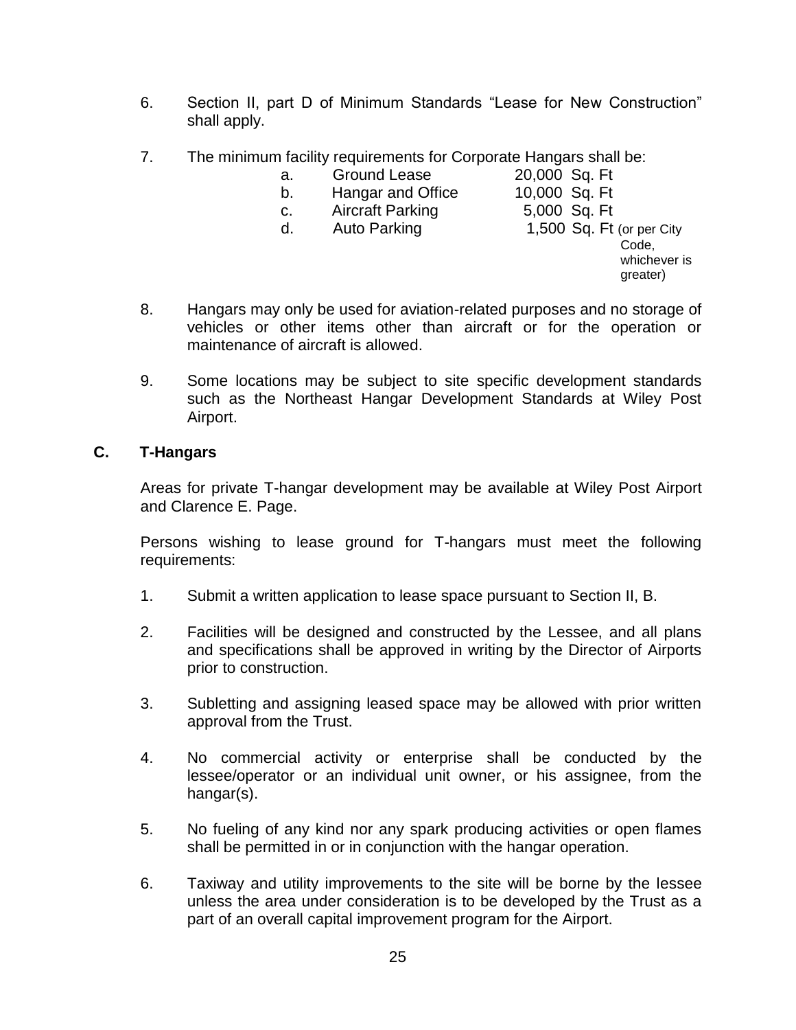6. Section II, part D of Minimum Standards "Lease for New Construction" shall apply.

7. The minimum facility requirements for Corporate Hangars shall be:

   a. Ground Lease 20,000 Sq. Ft
   b. Hangar and Office 10,000 Sq. Ft
   c. Aircraft Parking 5,000 Sq. Ft
   d. Auto Parking 1,500 Sq. Ft (or per City Code, whichever is greater)

8. Hangars may only be used for aviation-related purposes and no storage of vehicles or other items other than aircraft or for the operation or maintenance of aircraft is allowed.

9. Some locations may be subject to site specific development standards such as the Northeast Hangar Development Standards at Wiley Post Airport.

## C. T-Hangars

Areas for private T-hangar development may be available at Wiley Post Airport and Clarence E. Page.

Persons wishing to lease ground for T-hangars must meet the following requirements:

1. Submit a written application to lease space pursuant to Section II, B.

2. Facilities will be designed and constructed by the Lessee, and all plans and specifications shall be approved in writing by the Director of Airports prior to construction.

3. Subletting and assigning leased space may be allowed with prior written approval from the Trust.

4. No commercial activity or enterprise shall be conducted by the lessee/operator or an individual unit owner, or his assignee, from the hangar(s).

5. No fueling of any kind nor any spark producing activities or open flames shall be permitted in or in conjunction with the hangar operation.

6. Taxiway and utility improvements to the site will be borne by the lessee unless the area under consideration is to be developed by the Trust as a part of an overall capital improvement program for the Airport.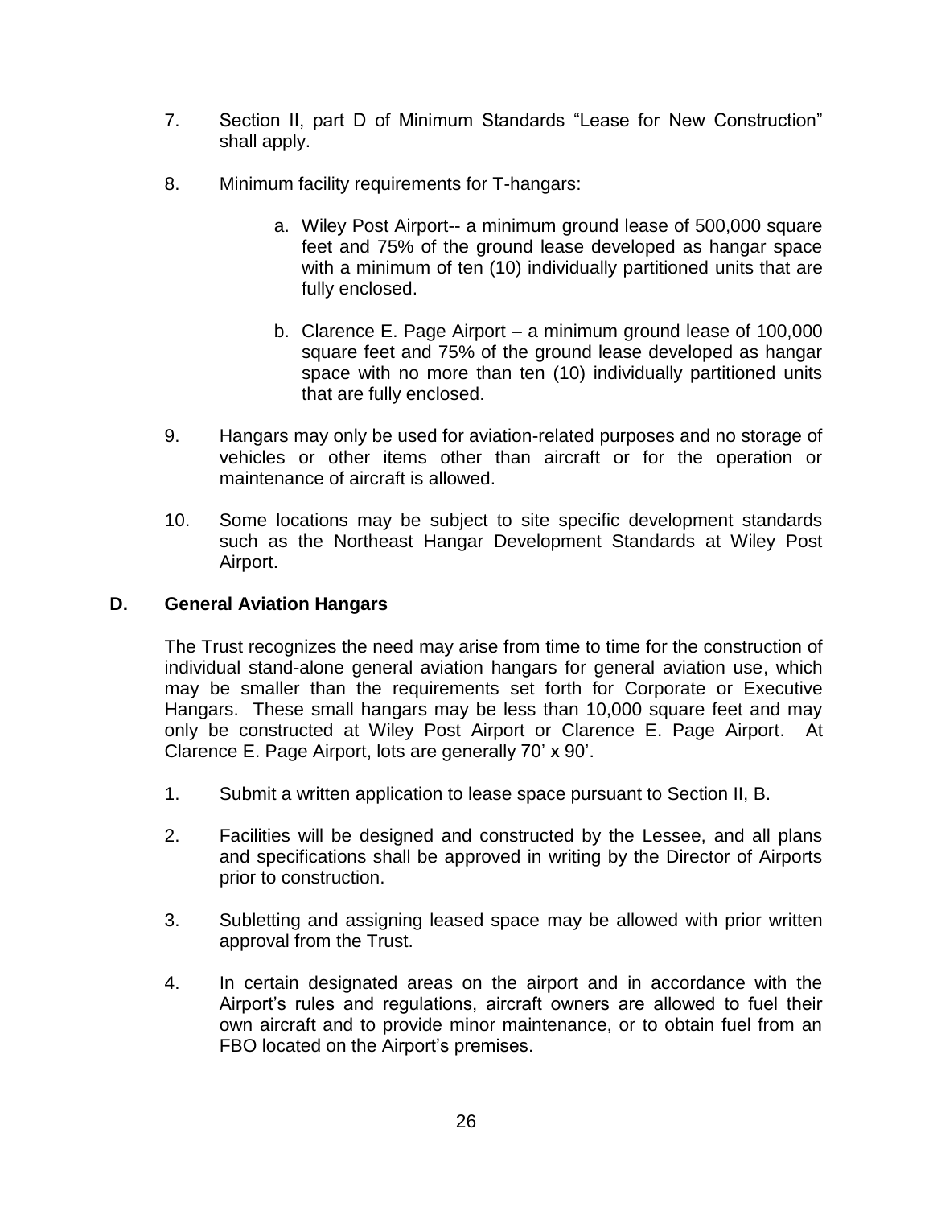7. Section II, part D of Minimum Standards "Lease for New Construction" shall apply.

8. Minimum facility requirements for T-hangars:

   a. Wiley Post Airport-- a minimum ground lease of 500,000 square feet and 75% of the ground lease developed as hangar space with a minimum of ten (10) individually partitioned units that are fully enclosed.

   b. Clarence E. Page Airport – a minimum ground lease of 100,000 square feet and 75% of the ground lease developed as hangar space with no more than ten (10) individually partitioned units that are fully enclosed.

9. Hangars may only be used for aviation-related purposes and no storage of vehicles or other items other than aircraft or for the operation or maintenance of aircraft is allowed.

10. Some locations may be subject to site specific development standards such as the Northeast Hangar Development Standards at Wiley Post Airport.

## D. General Aviation Hangars

The Trust recognizes the need may arise from time to time for the construction of individual stand-alone general aviation hangars for general aviation use, which may be smaller than the requirements set forth for Corporate or Executive Hangars. These small hangars may be less than 10,000 square feet and may only be constructed at Wiley Post Airport or Clarence E. Page Airport. At Clarence E. Page Airport, lots are generally 70' x 90'.

1. Submit a written application to lease space pursuant to Section II, B.

2. Facilities will be designed and constructed by the Lessee, and all plans and specifications shall be approved in writing by the Director of Airports prior to construction.

3. Subletting and assigning leased space may be allowed with prior written approval from the Trust.

4. In certain designated areas on the airport and in accordance with the Airport's rules and regulations, aircraft owners are allowed to fuel their own aircraft and to provide minor maintenance, or to obtain fuel from an FBO located on the Airport's premises.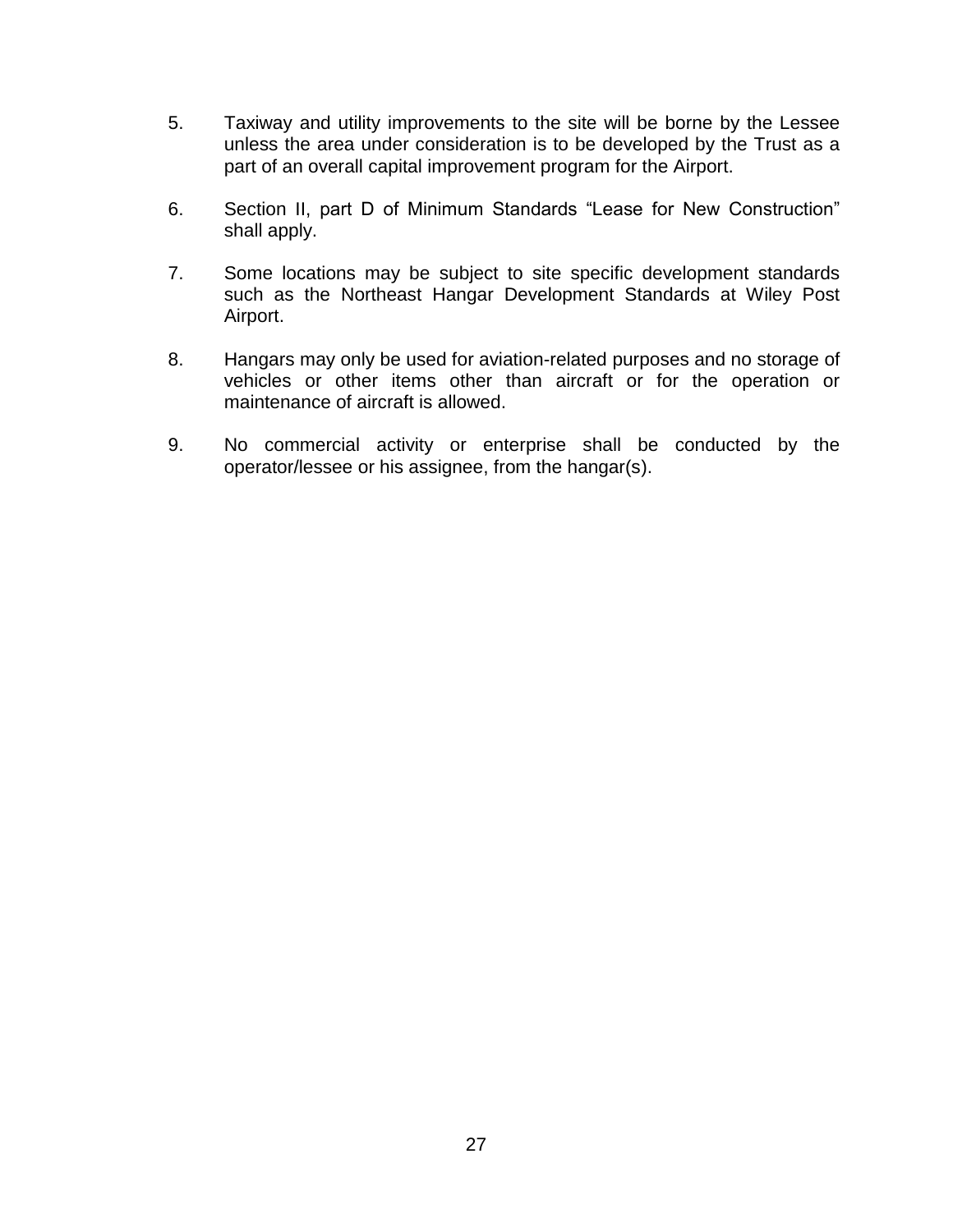5. Taxiway and utility improvements to the site will be borne by the Lessee unless the area under consideration is to be developed by the Trust as a part of an overall capital improvement program for the Airport.

6. Section II, part D of Minimum Standards "Lease for New Construction" shall apply.

7. Some locations may be subject to site specific development standards such as the Northeast Hangar Development Standards at Wiley Post Airport.

8. Hangars may only be used for aviation-related purposes and no storage of vehicles or other items other than aircraft or for the operation or maintenance of aircraft is allowed.

9. No commercial activity or enterprise shall be conducted by the operator/lessee or his assignee, from the hangar(s).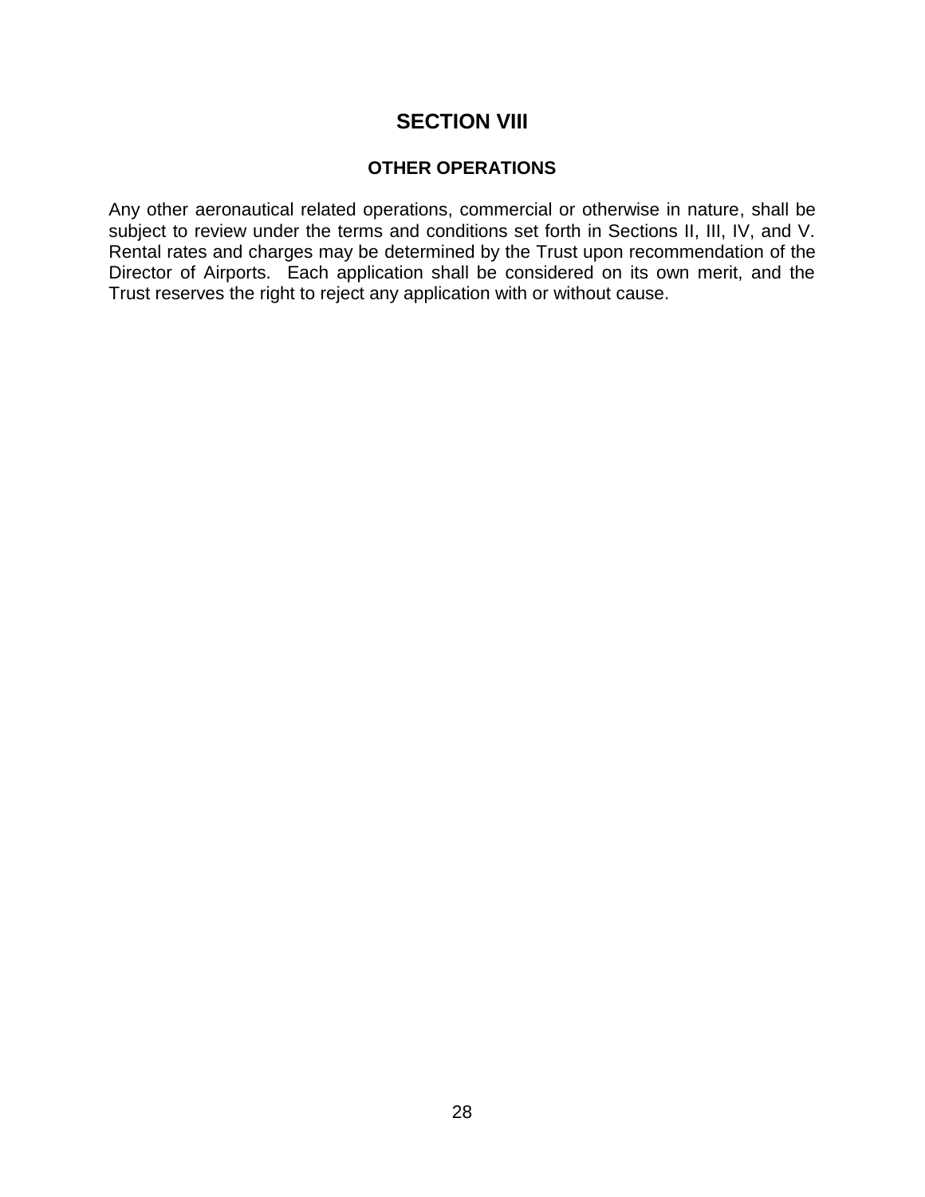# SECTION VIII

## OTHER OPERATIONS

Any other aeronautical related operations, commercial or otherwise in nature, shall be subject to review under the terms and conditions set forth in Sections II, III, IV, and V. Rental rates and charges may be determined by the Trust upon recommendation of the Director of Airports. Each application shall be considered on its own merit, and the Trust reserves the right to reject any application with or without cause.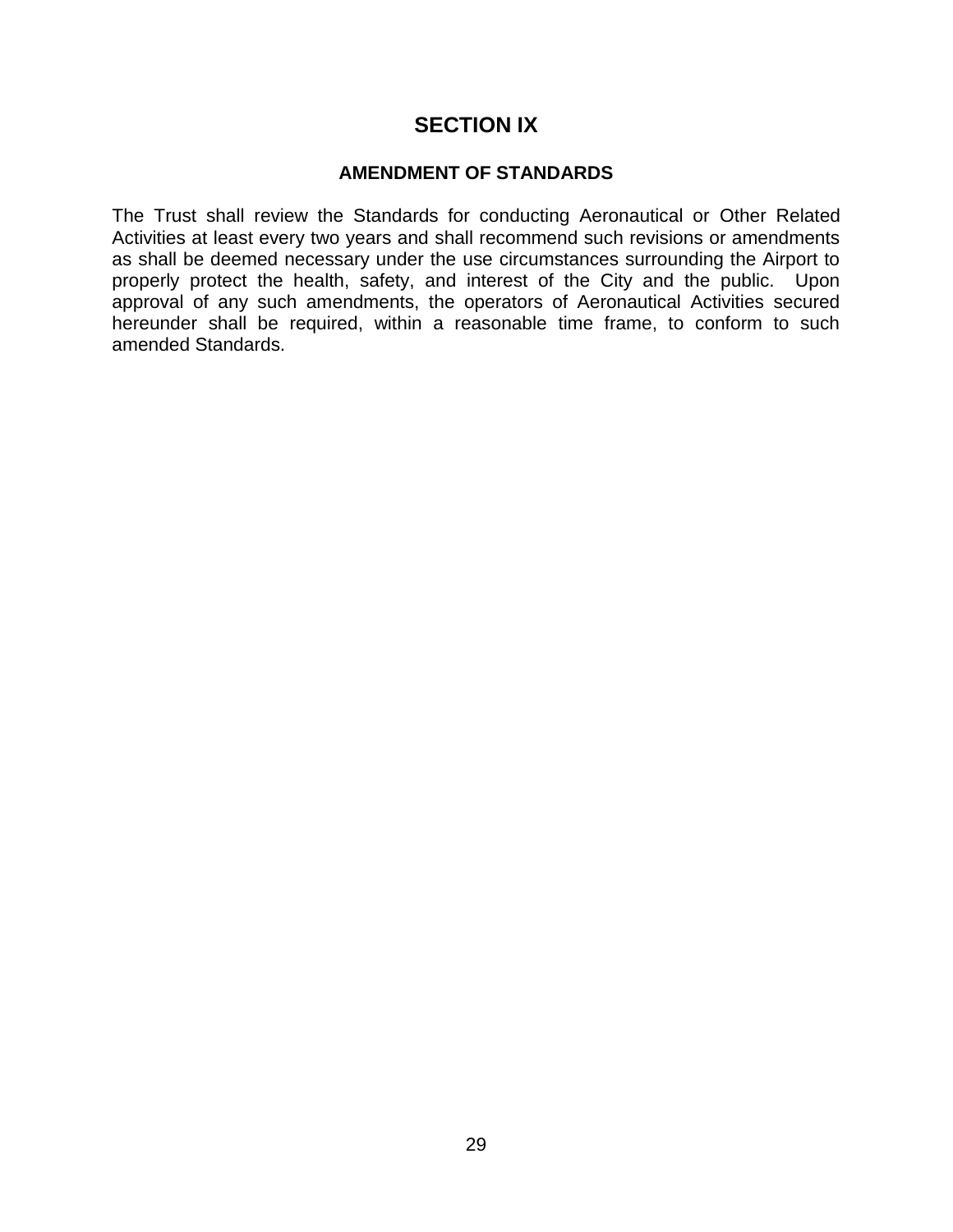# SECTION IX

## AMENDMENT OF STANDARDS

The Trust shall review the Standards for conducting Aeronautical or Other Related Activities at least every two years and shall recommend such revisions or amendments as shall be deemed necessary under the use circumstances surrounding the Airport to properly protect the health, safety, and interest of the City and the public. Upon approval of any such amendments, the operators of Aeronautical Activities secured hereunder shall be required, within a reasonable time frame, to conform to such amended Standards.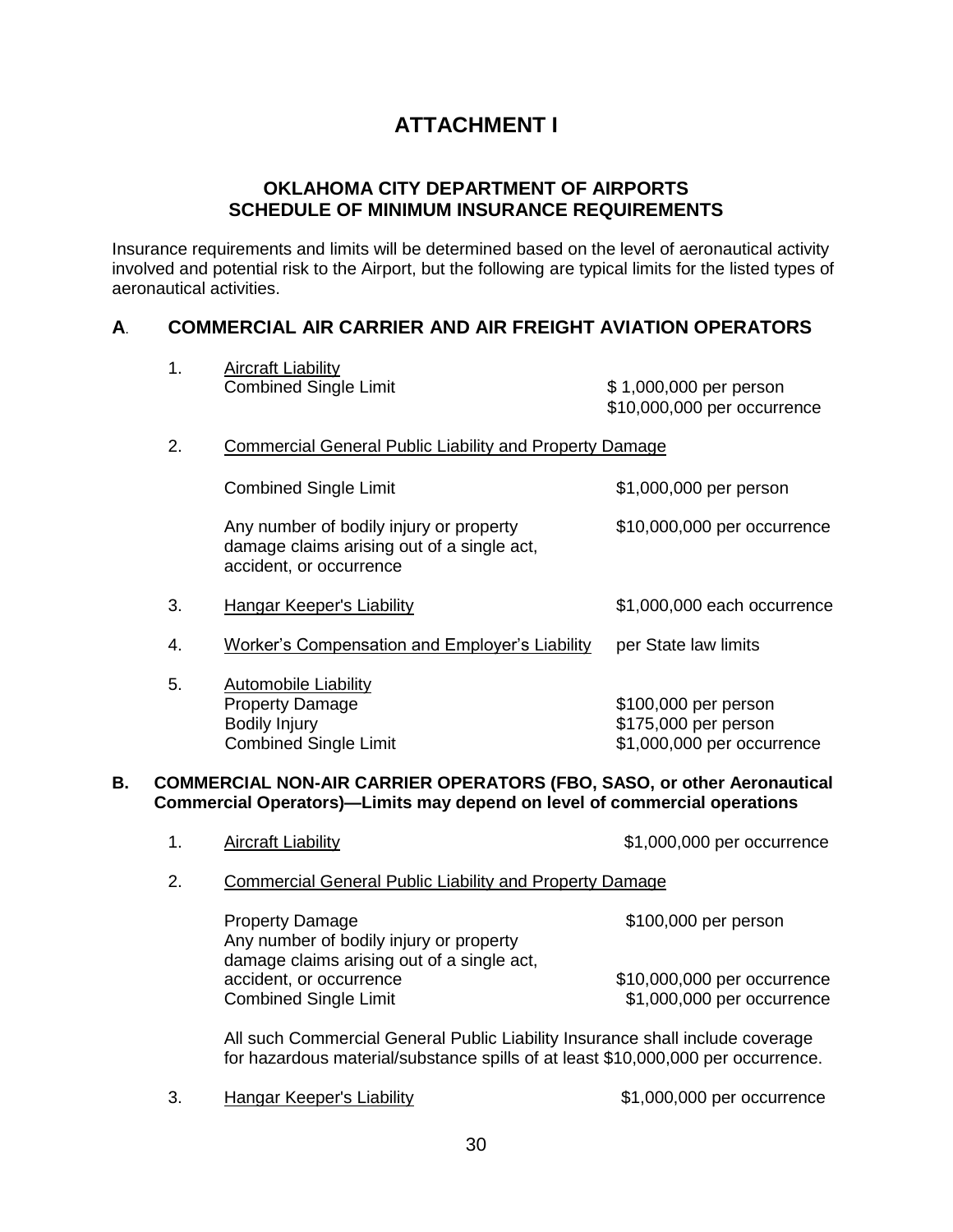# ATTACHMENT I

## OKLAHOMA CITY DEPARTMENT OF AIRPORTS
## SCHEDULE OF MINIMUM INSURANCE REQUIREMENTS

Insurance requirements and limits will be determined based on the level of aeronautical activity involved and potential risk to the Airport, but the following are typical limits for the listed types of aeronautical activities.

### A. COMMERCIAL AIR CARRIER AND AIR FREIGHT AVIATION OPERATORS

1. Aircraft Liability
   Combined Single Limit — $ 1,000,000 per person; $10,000,000 per occurrence

2. Commercial General Public Liability and Property Damage

   Combined Single Limit — $1,000,000 per person

   Any number of bodily injury or property damage claims arising out of a single act, accident, or occurrence — $10,000,000 per occurrence

3. Hangar Keeper's Liability — $1,000,000 each occurrence

4. Worker's Compensation and Employer's Liability — per State law limits

5. Automobile Liability
   Property Damage — $100,000 per person
   Bodily Injury — $175,000 per person
   Combined Single Limit — $1,000,000 per occurrence

### B. COMMERCIAL NON-AIR CARRIER OPERATORS (FBO, SASO, or other Aeronautical Commercial Operators)—Limits may depend on level of commercial operations

1. Aircraft Liability — $1,000,000 per occurrence

2. Commercial General Public Liability and Property Damage

   Property Damage — $100,000 per person
   Any number of bodily injury or property damage claims arising out of a single act, accident, or occurrence — $10,000,000 per occurrence
   Combined Single Limit — $1,000,000 per occurrence

   All such Commercial General Public Liability Insurance shall include coverage for hazardous material/substance spills of at least $10,000,000 per occurrence.

3. Hangar Keeper's Liability — $1,000,000 per occurrence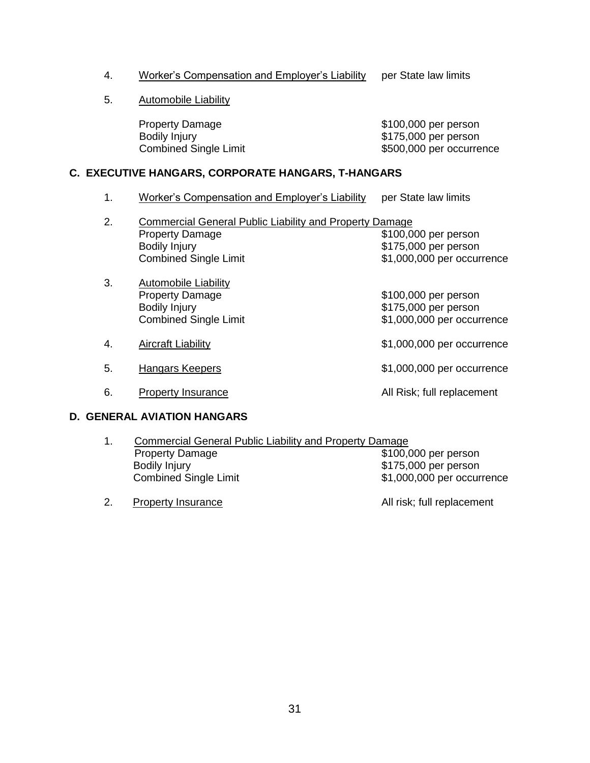4. <u>Worker's Compensation and Employer's Liability</u> per State law limits

5. <u>Automobile Liability</u>

| | |
|---|---|
| Property Damage | \$100,000 per person |
| Bodily Injury | \$175,000 per person |
| Combined Single Limit | \$500,000 per occurrence |

### C. EXECUTIVE HANGARS, CORPORATE HANGARS, T-HANGARS

1. <u>Worker's Compensation and Employer's Liability</u> per State law limits

2. <u>Commercial General Public Liability and Property Damage</u>

| | |
|---|---|
| Property Damage | \$100,000 per person |
| Bodily Injury | \$175,000 per person |
| Combined Single Limit | \$1,000,000 per occurrence |

3. <u>Automobile Liability</u>

| | |
|---|---|
| Property Damage | \$100,000 per person |
| Bodily Injury | \$175,000 per person |
| Combined Single Limit | \$1,000,000 per occurrence |

4. <u>Aircraft Liability</u> \$1,000,000 per occurrence

5. <u>Hangars Keepers</u> \$1,000,000 per occurrence

6. <u>Property Insurance</u> All Risk; full replacement

### D. GENERAL AVIATION HANGARS

1. <u>Commercial General Public Liability and Property Damage</u>

| | |
|---|---|
| Property Damage | \$100,000 per person |
| Bodily Injury | \$175,000 per person |
| Combined Single Limit | \$1,000,000 per occurrence |

2. <u>Property Insurance</u> All risk; full replacement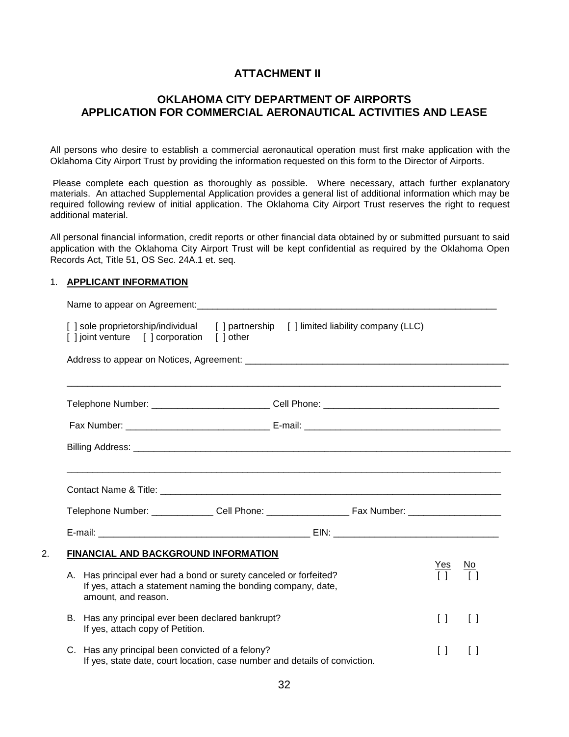# ATTACHMENT II

## OKLAHOMA CITY DEPARTMENT OF AIRPORTS
## APPLICATION FOR COMMERCIAL AERONAUTICAL ACTIVITIES AND LEASE

All persons who desire to establish a commercial aeronautical operation must first make application with the Oklahoma City Airport Trust by providing the information requested on this form to the Director of Airports.

Please complete each question as thoroughly as possible. Where necessary, attach further explanatory materials. An attached Supplemental Application provides a general list of additional information which may be required following review of initial application. The Oklahoma City Airport Trust reserves the right to request additional material.

All personal financial information, credit reports or other financial data obtained by or submitted pursuant to said application with the Oklahoma City Airport Trust will be kept confidential as required by the Oklahoma Open Records Act, Title 51, OS Sec. 24A.1 et. seq.

1. **APPLICANT INFORMATION**

   Name to appear on Agreement:_______________________________________________________________

   [ ] sole proprietorship/individual [ ] partnership [ ] limited liability company (LLC)
   [ ] joint venture [ ] corporation [ ] other

   Address to appear on Notices, Agreement: ______________________________________________________

   _____________________________________________________________________________________

   Telephone Number: _______________________ Cell Phone: __________________________________

   Fax Number: ____________________________ E-mail: _______________________________________

   Billing Address: ________________________________________________________________________

   _____________________________________________________________________________________

   Contact Name & Title: ___________________________________________________________________

   Telephone Number: ____________ Cell Phone: ________________ Fax Number: __________________

   E-mail: __________________________________________ EIN: ________________________________

2. **FINANCIAL AND BACKGROUND INFORMATION**

| | Yes | No |
|---|---|---|
| A. Has principal ever had a bond or surety canceled or forfeited? If yes, attach a statement naming the bonding company, date, amount, and reason. | [ ] | [ ] |
| B. Has any principal ever been declared bankrupt? If yes, attach copy of Petition. | [ ] | [ ] |
| C. Has any principal been convicted of a felony? If yes, state date, court location, case number and details of conviction. | [ ] | [ ] |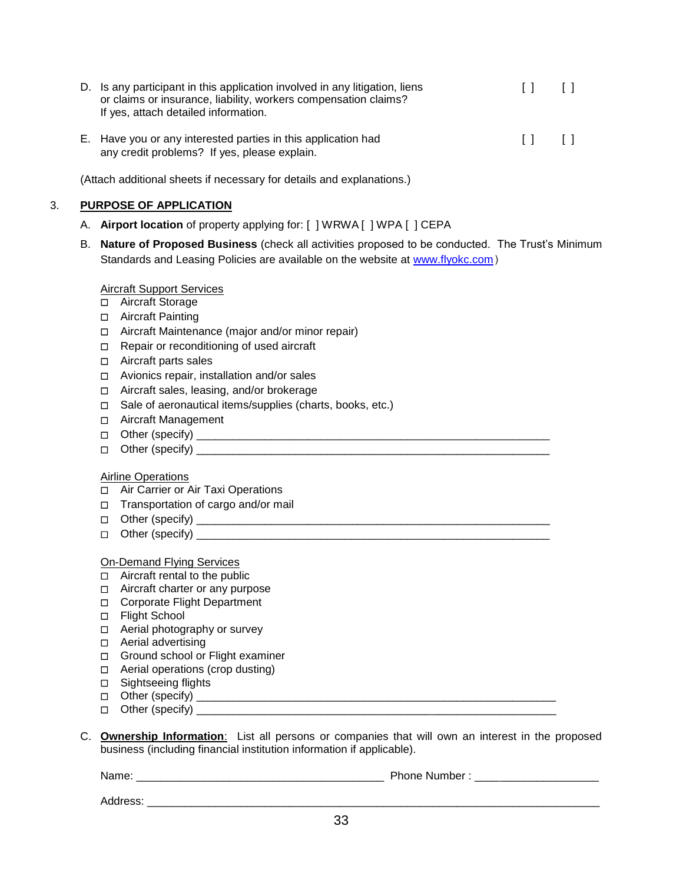D. Is any participant in this application involved in any litigation, liens or claims or insurance, liability, workers compensation claims? If yes, attach detailed information. [ ] [ ]

E. Have you or any interested parties in this application had any credit problems? If yes, please explain. [ ] [ ]

(Attach additional sheets if necessary for details and explanations.)

3. **PURPOSE OF APPLICATION**

A. **Airport location** of property applying for: [ ] WRWA [ ] WPA [ ] CEPA

B. **Nature of Proposed Business** (check all activities proposed to be conducted. The Trust's Minimum Standards and Leasing Policies are available on the website at www.flyokc.com)

Aircraft Support Services

- ☐ Aircraft Storage
- ☐ Aircraft Painting
- ☐ Aircraft Maintenance (major and/or minor repair)
- ☐ Repair or reconditioning of used aircraft
- ☐ Aircraft parts sales
- ☐ Avionics repair, installation and/or sales
- ☐ Aircraft sales, leasing, and/or brokerage
- ☐ Sale of aeronautical items/supplies (charts, books, etc.)
- ☐ Aircraft Management
- ☐ Other (specify) ____________________________________________
- ☐ Other (specify) ____________________________________________

Airline Operations

- ☐ Air Carrier or Air Taxi Operations
- ☐ Transportation of cargo and/or mail
- ☐ Other (specify) ____________________________________________
- ☐ Other (specify) ____________________________________________

On-Demand Flying Services

- ☐ Aircraft rental to the public
- ☐ Aircraft charter or any purpose
- ☐ Corporate Flight Department
- ☐ Flight School
- ☐ Aerial photography or survey
- ☐ Aerial advertising
- ☐ Ground school or Flight examiner
- ☐ Aerial operations (crop dusting)
- ☐ Sightseeing flights
- ☐ Other (specify) ____________________________________________
- ☐ Other (specify) ____________________________________________

C. **Ownership Information**: List all persons or companies that will own an interest in the proposed business (including financial institution information if applicable).

Name: ______________________________ Phone Number : ____________________

Address: ____________________________________________________________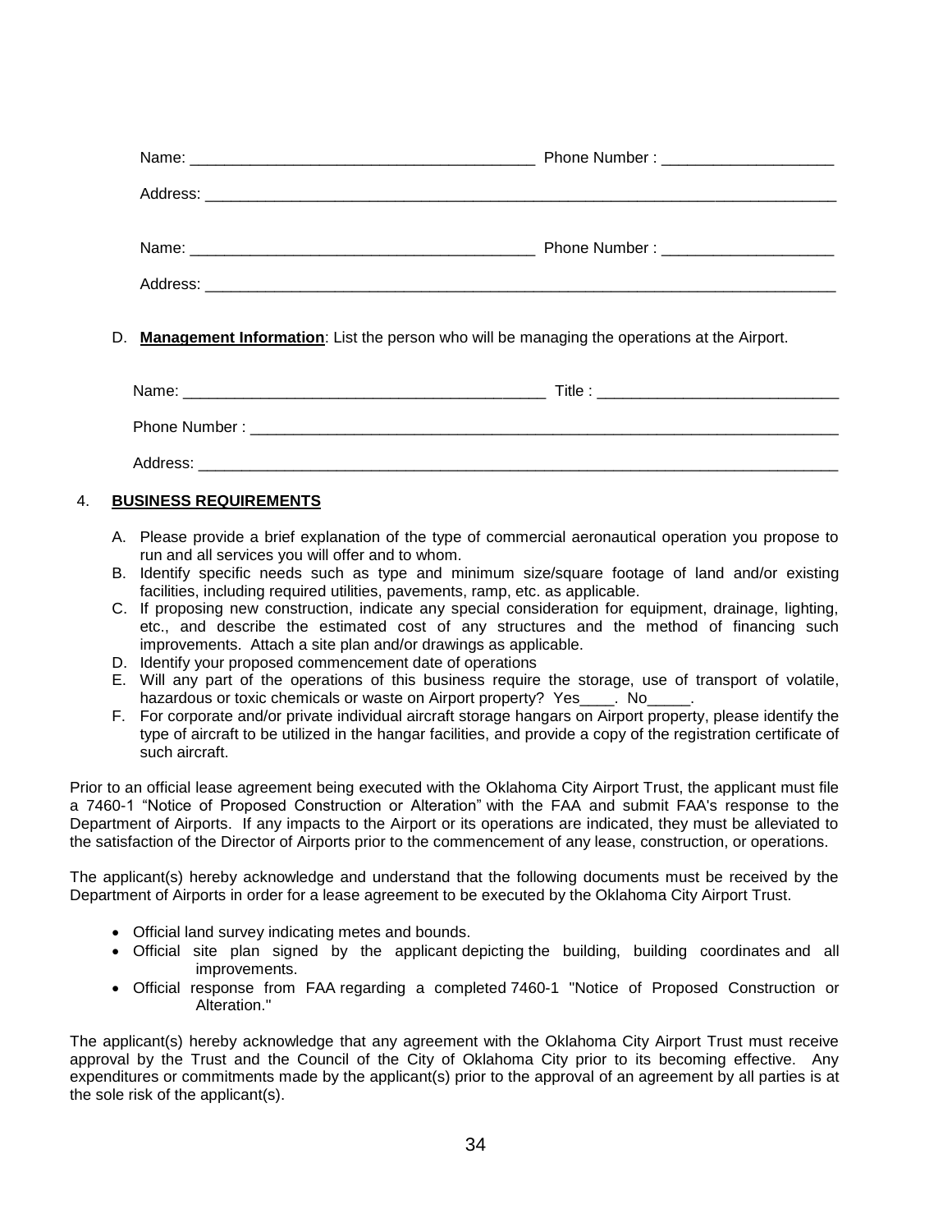Name: ________________________________________ Phone Number : ____________________

Address: ____________________________________________________________________________

Name: ________________________________________ Phone Number : ____________________

Address: ____________________________________________________________________________

D. **Management Information**: List the person who will be managing the operations at the Airport.

Name: __________________________________________ Title : ____________________________

Phone Number : _______________________________________________________________________

Address: _____________________________________________________________________________

4. **BUSINESS REQUIREMENTS**

A. Please provide a brief explanation of the type of commercial aeronautical operation you propose to run and all services you will offer and to whom.
B. Identify specific needs such as type and minimum size/square footage of land and/or existing facilities, including required utilities, pavements, ramp, etc. as applicable.
C. If proposing new construction, indicate any special consideration for equipment, drainage, lighting, etc., and describe the estimated cost of any structures and the method of financing such improvements. Attach a site plan and/or drawings as applicable.
D. Identify your proposed commencement date of operations
E. Will any part of the operations of this business require the storage, use of transport of volatile, hazardous or toxic chemicals or waste on Airport property? Yes____. No_____.
F. For corporate and/or private individual aircraft storage hangars on Airport property, please identify the type of aircraft to be utilized in the hangar facilities, and provide a copy of the registration certificate of such aircraft.

Prior to an official lease agreement being executed with the Oklahoma City Airport Trust, the applicant must file a 7460-1 "Notice of Proposed Construction or Alteration" with the FAA and submit FAA's response to the Department of Airports. If any impacts to the Airport or its operations are indicated, they must be alleviated to the satisfaction of the Director of Airports prior to the commencement of any lease, construction, or operations.

The applicant(s) hereby acknowledge and understand that the following documents must be received by the Department of Airports in order for a lease agreement to be executed by the Oklahoma City Airport Trust.

- Official land survey indicating metes and bounds.
- Official site plan signed by the applicant depicting the building, building coordinates and all improvements.
- Official response from FAA regarding a completed 7460-1 "Notice of Proposed Construction or Alteration."

The applicant(s) hereby acknowledge that any agreement with the Oklahoma City Airport Trust must receive approval by the Trust and the Council of the City of Oklahoma City prior to its becoming effective. Any expenditures or commitments made by the applicant(s) prior to the approval of an agreement by all parties is at the sole risk of the applicant(s).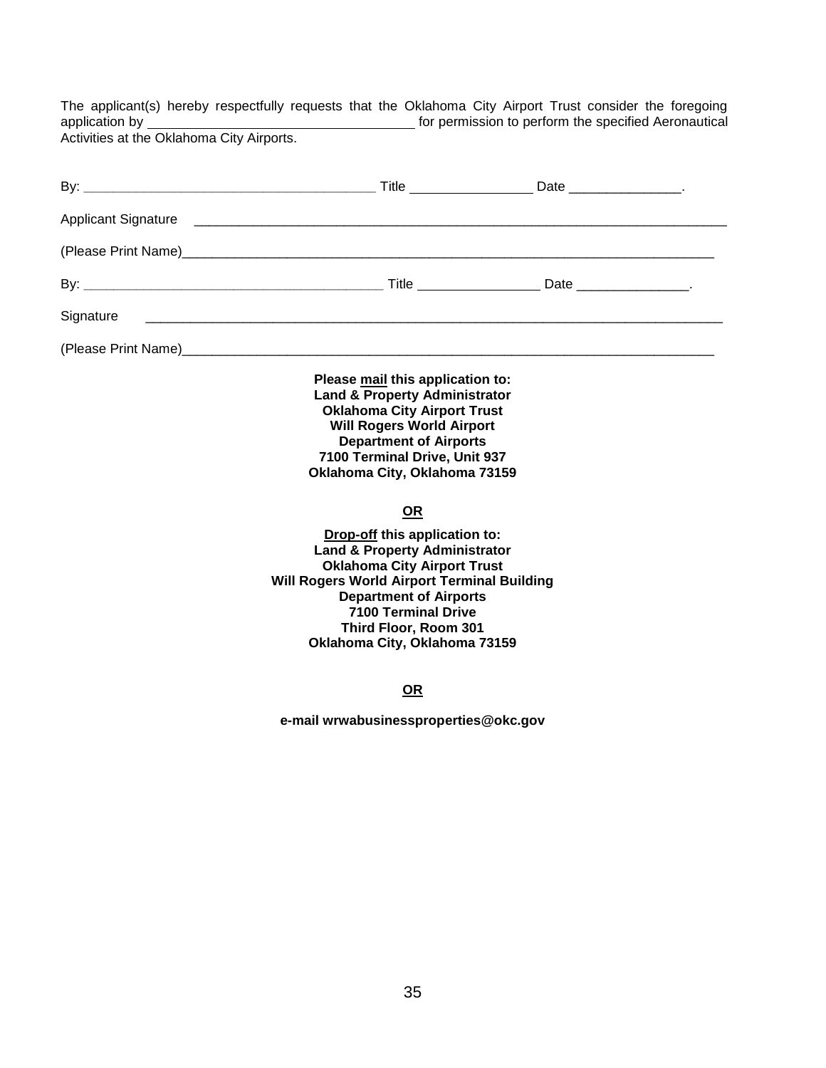The applicant(s) hereby respectfully requests that the Oklahoma City Airport Trust consider the foregoing application by ___________________________________ for permission to perform the specified Aeronautical Activities at the Oklahoma City Airports.

By: _______________________________________ Title ________________ Date _______________.

Applicant Signature _______________________________________________________________________

(Please Print Name)_________________________________________________________________________

By: _______________________________________ Title ________________ Date _______________.

Signature _____________________________________________________________________________

(Please Print Name)_________________________________________________________________________

**Please <u>mail</u> this application to:**
**Land & Property Administrator**
**Oklahoma City Airport Trust**
**Will Rogers World Airport**
**Department of Airports**
**7100 Terminal Drive, Unit 937**
**Oklahoma City, Oklahoma 73159**

**<u>OR</u>**

**<u>Drop-off</u> this application to:**
**Land & Property Administrator**
**Oklahoma City Airport Trust**
**Will Rogers World Airport Terminal Building**
**Department of Airports**
**7100 Terminal Drive**
**Third Floor, Room 301**
**Oklahoma City, Oklahoma 73159**

**<u>OR</u>**

**e-mail wrwabusinessproperties@okc.gov**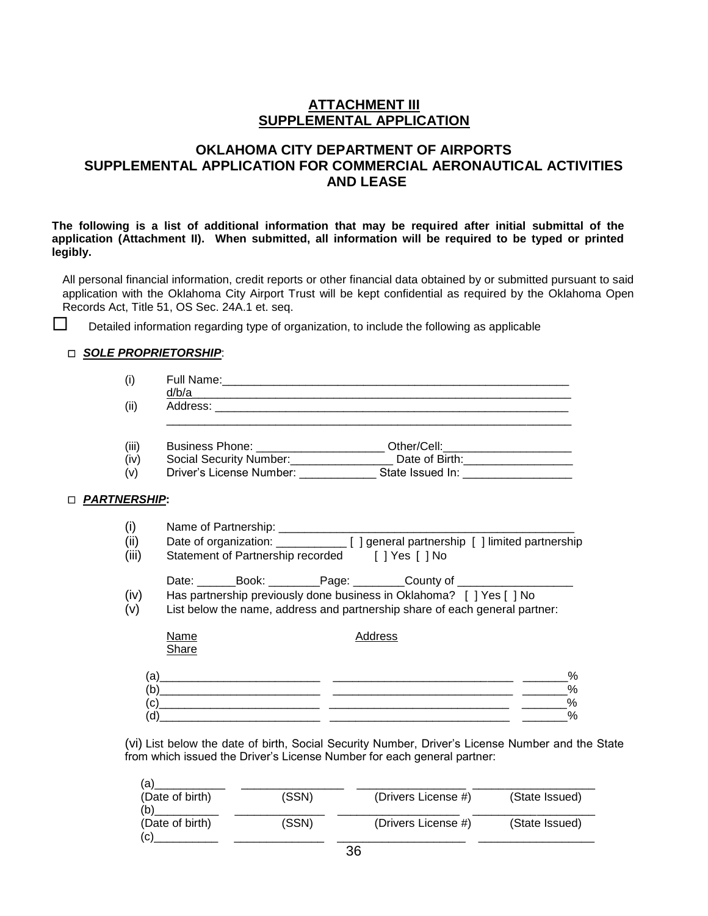## ATTACHMENT III
## SUPPLEMENTAL APPLICATION

### OKLAHOMA CITY DEPARTMENT OF AIRPORTS
### SUPPLEMENTAL APPLICATION FOR COMMERCIAL AERONAUTICAL ACTIVITIES AND LEASE

**The following is a list of additional information that may be required after initial submittal of the application (Attachment II). When submitted, all information will be required to be typed or printed legibly.**

All personal financial information, credit reports or other financial data obtained by or submitted pursuant to said application with the Oklahoma City Airport Trust will be kept confidential as required by the Oklahoma Open Records Act, Title 51, OS Sec. 24A.1 et. seq.

☐ Detailed information regarding type of organization, to include the following as applicable

☐ ***SOLE PROPRIETORSHIP***:

(i) Full Name:_______________________________________________________
d/b/a___________________________________________________________

(ii) Address: __________________________________________________________
_______________________________________________________________

(iii) Business Phone: ____________________ Other/Cell:____________________

(iv) Social Security Number:________________ Date of Birth:_________________

(v) Driver's License Number: ____________ State Issued In: _________________

☐ ***PARTNERSHIP*****:**

(i) Name of Partnership: _______________________________________________

(ii) Date of organization: ___________ [ ] general partnership [ ] limited partnership

(iii) Statement of Partnership recorded [ ] Yes [ ] No

Date: ______Book: ________Page: ________County of __________________

(iv) Has partnership previously done business in Oklahoma? [ ] Yes [ ] No

(v) List below the name, address and partnership share of each general partner:

| Name | Address | Share |
|---|---|---|
| (a)________________________ | ___________________________ | _______% |
| (b)________________________ | ___________________________ | _______% |
| (c)________________________ | ___________________________ | _______% |
| (d)________________________ | ___________________________ | _______% |

(vi) List below the date of birth, Social Security Number, Driver's License Number and the State from which issued the Driver's License Number for each general partner:

| (Date of birth) | (SSN) | (Drivers License #) | (State Issued) |
|---|---|---|---|
| (a)__________ | ______________ | ________________ | ________________ |
| (b)__________ | ______________ | ________________ | ________________ |
| (c)__________ | ______________ | ________________ | ________________ |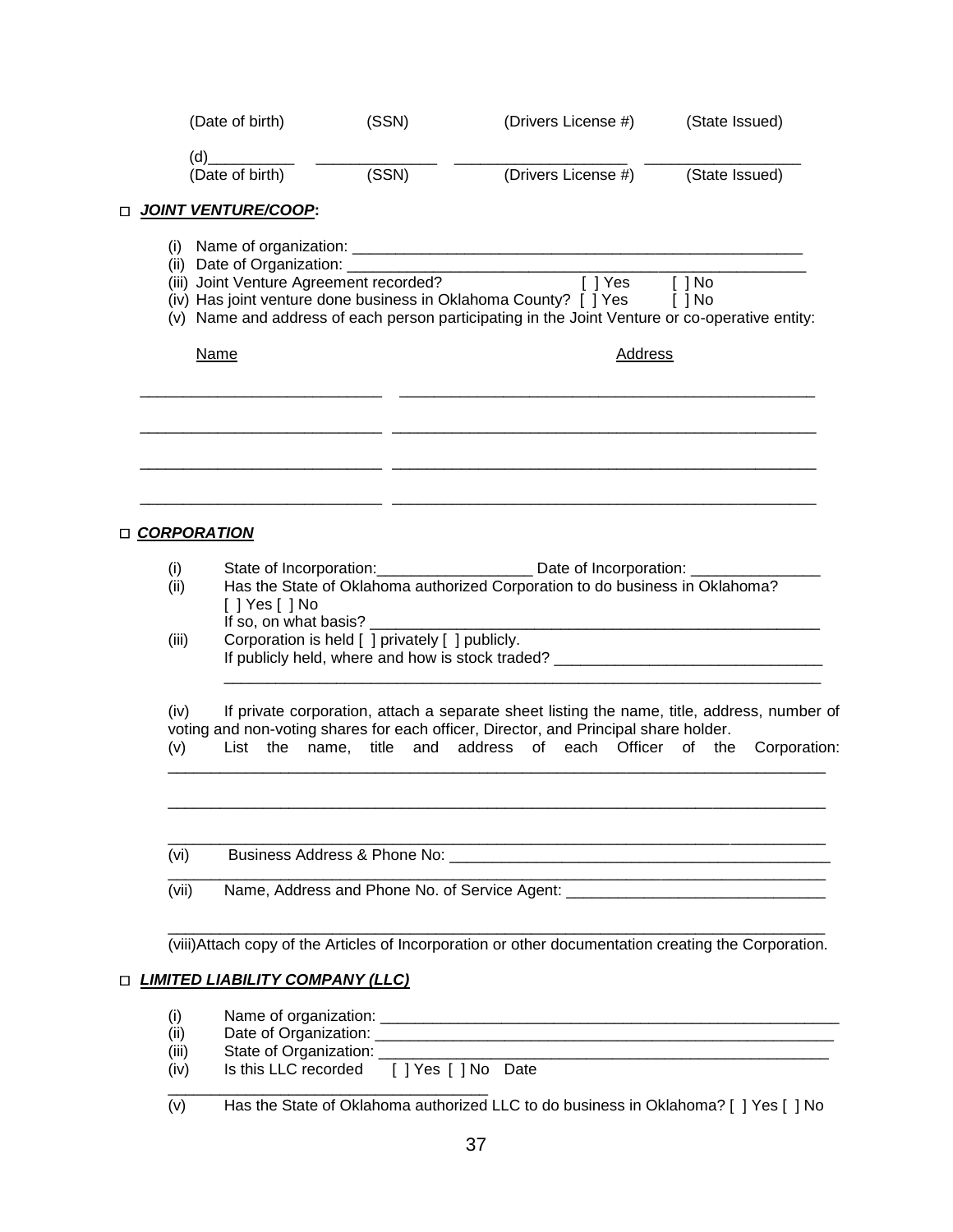(Date of birth) (SSN) (Drivers License #) (State Issued)

(d)__________ ______________ ____________________ __________________
(Date of birth) (SSN) (Drivers License #) (State Issued)

□ ***JOINT VENTURE/COOP*:**

(i) Name of organization: ______________________________________________________
(ii) Date of Organization: _______________________________________________________
(iii) Joint Venture Agreement recorded? [ ] Yes [ ] No
(iv) Has joint venture done business in Oklahoma County? [ ] Yes [ ] No
(v) Name and address of each person participating in the Joint Venture or co-operative entity:

| Name | Address |
|---|---|
| ____________________________ | ________________________________________________ |
| ____________________________ | ________________________________________________ |
| ____________________________ | ________________________________________________ |
| ____________________________ | ________________________________________________ |

□ ***CORPORATION***

(i) State of Incorporation:__________________ Date of Incorporation: _______________
(ii) Has the State of Oklahoma authorized Corporation to do business in Oklahoma?
[ ] Yes [ ] No
If so, on what basis? ______________________________________________________
(iii) Corporation is held [ ] privately [ ] publicly.
If publicly held, where and how is stock traded? _______________________________
______________________________________________________________________

(iv) If private corporation, attach a separate sheet listing the name, title, address, number of voting and non-voting shares for each officer, Director, and Principal share holder.
(v) List the name, title and address of each Officer of the Corporation:
______________________________________________________________________________

______________________________________________________________________________

______________________________________________________________________________
(vi) Business Address & Phone No: ______________________________________________
______________________________________________________________________________
(vii) Name, Address and Phone No. of Service Agent: ______________________________

______________________________________________________________________________
(viii)Attach copy of the Articles of Incorporation or other documentation creating the Corporation.

□ ***LIMITED LIABILITY COMPANY (LLC)***

(i) Name of organization: _______________________________________________________
(ii) Date of Organization: _______________________________________________________
(iii) State of Organization: ______________________________________________________
(iv) Is this LLC recorded [ ] Yes [ ] No Date
_____________________________________
(v) Has the State of Oklahoma authorized LLC to do business in Oklahoma? [ ] Yes [ ] No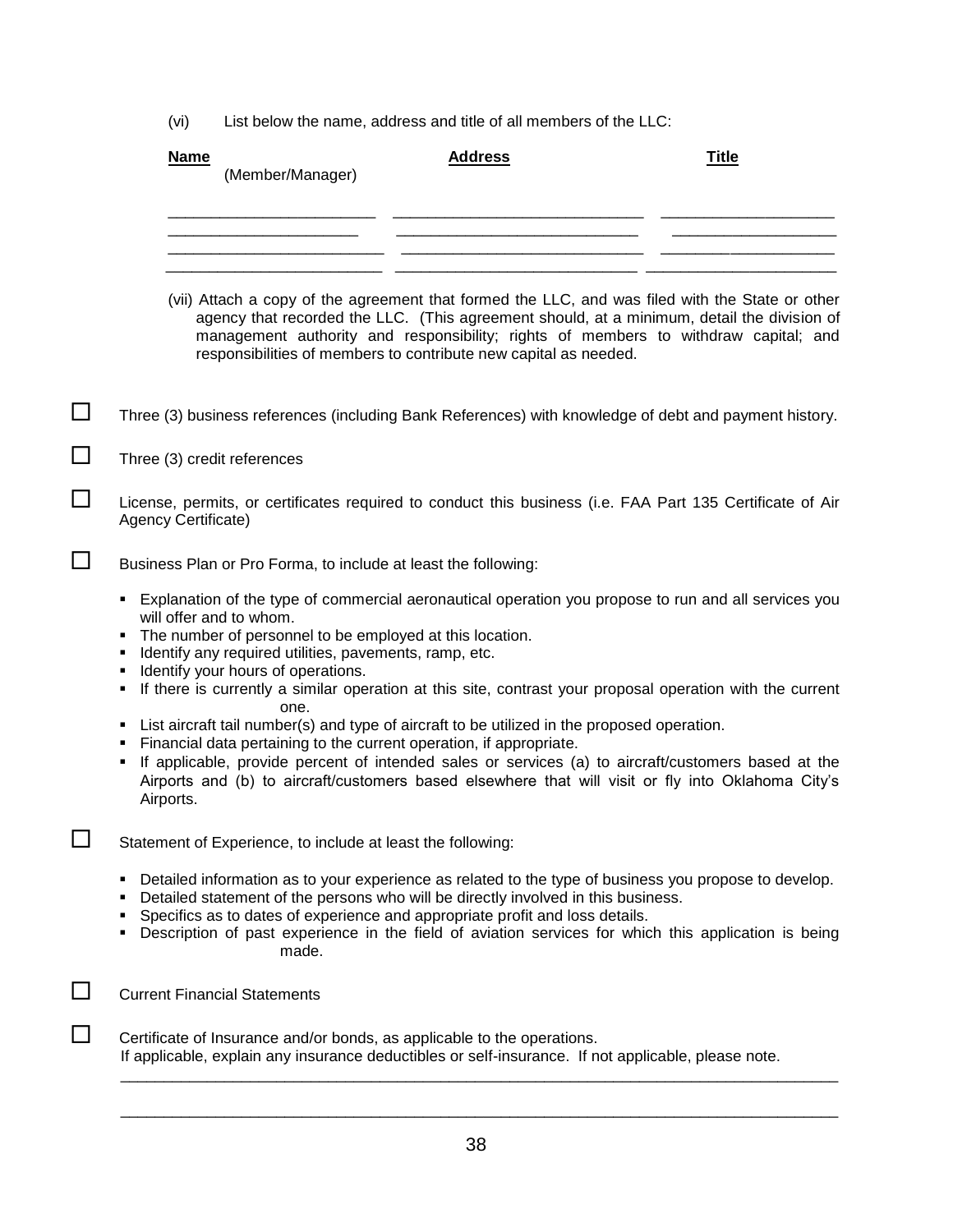(vi) List below the name, address and title of all members of the LLC:

| **Name** (Member/Manager) | **Address** | **Title** |
|---|---|---|
| ______________________ | ___________________________ | __________________ |
| ______________________ | ___________________________ | __________________ |
| ______________________ | ___________________________ | __________________ |
| ______________________ | ___________________________ | __________________ |

(vii) Attach a copy of the agreement that formed the LLC, and was filed with the State or other agency that recorded the LLC. (This agreement should, at a minimum, detail the division of management authority and responsibility; rights of members to withdraw capital; and responsibilities of members to contribute new capital as needed.

☐ Three (3) business references (including Bank References) with knowledge of debt and payment history.

☐ Three (3) credit references

☐ License, permits, or certificates required to conduct this business (i.e. FAA Part 135 Certificate of Air Agency Certificate)

☐ Business Plan or Pro Forma, to include at least the following:

- Explanation of the type of commercial aeronautical operation you propose to run and all services you will offer and to whom.
- The number of personnel to be employed at this location.
- Identify any required utilities, pavements, ramp, etc.
- Identify your hours of operations.
- If there is currently a similar operation at this site, contrast your proposal operation with the current one.
- List aircraft tail number(s) and type of aircraft to be utilized in the proposed operation.
- Financial data pertaining to the current operation, if appropriate.
- If applicable, provide percent of intended sales or services (a) to aircraft/customers based at the Airports and (b) to aircraft/customers based elsewhere that will visit or fly into Oklahoma City's Airports.

☐ Statement of Experience, to include at least the following:

- Detailed information as to your experience as related to the type of business you propose to develop.
- Detailed statement of the persons who will be directly involved in this business.
- Specifics as to dates of experience and appropriate profit and loss details.
- Description of past experience in the field of aviation services for which this application is being made.

☐ Current Financial Statements

☐ Certificate of Insurance and/or bonds, as applicable to the operations.
If applicable, explain any insurance deductibles or self-insurance. If not applicable, please note.

_______________________________________________________________________________

_______________________________________________________________________________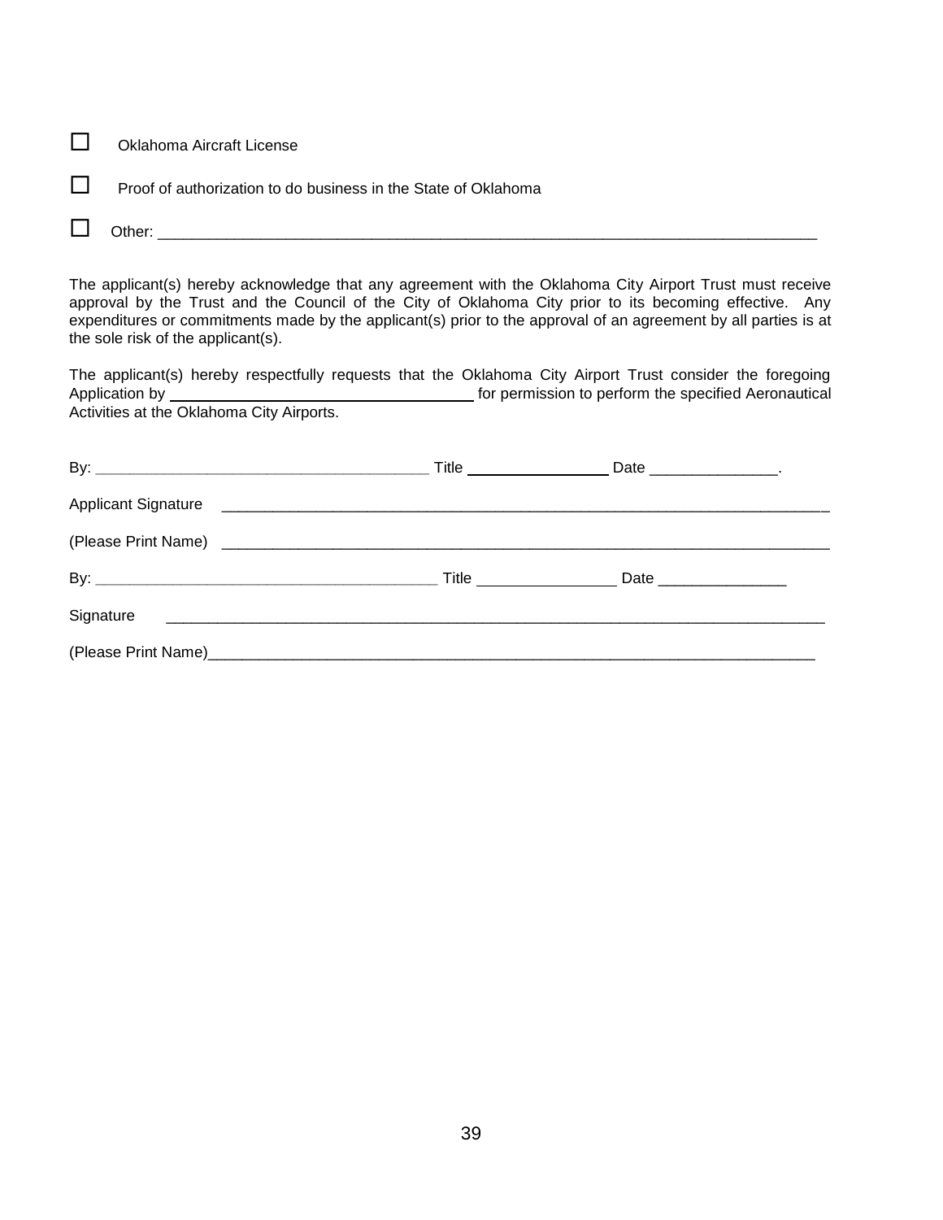☐ Oklahoma Aircraft License

☐ Proof of authorization to do business in the State of Oklahoma

☐ Other: ___________________________________________________________________________

The applicant(s) hereby acknowledge that any agreement with the Oklahoma City Airport Trust must receive approval by the Trust and the Council of the City of Oklahoma City prior to its becoming effective. Any expenditures or commitments made by the applicant(s) prior to the approval of an agreement by all parties is at the sole risk of the applicant(s).

The applicant(s) hereby respectfully requests that the Oklahoma City Airport Trust consider the foregoing Application by ___________________________________ for permission to perform the specified Aeronautical Activities at the Oklahoma City Airports.

By: ______________________________________ Title ________________ Date _______________.

Applicant Signature ______________________________________________________________________

(Please Print Name) ______________________________________________________________________

By: _______________________________________ Title ________________ Date _______________

Signature ___________________________________________________________________________

(Please Print Name)_______________________________________________________________________